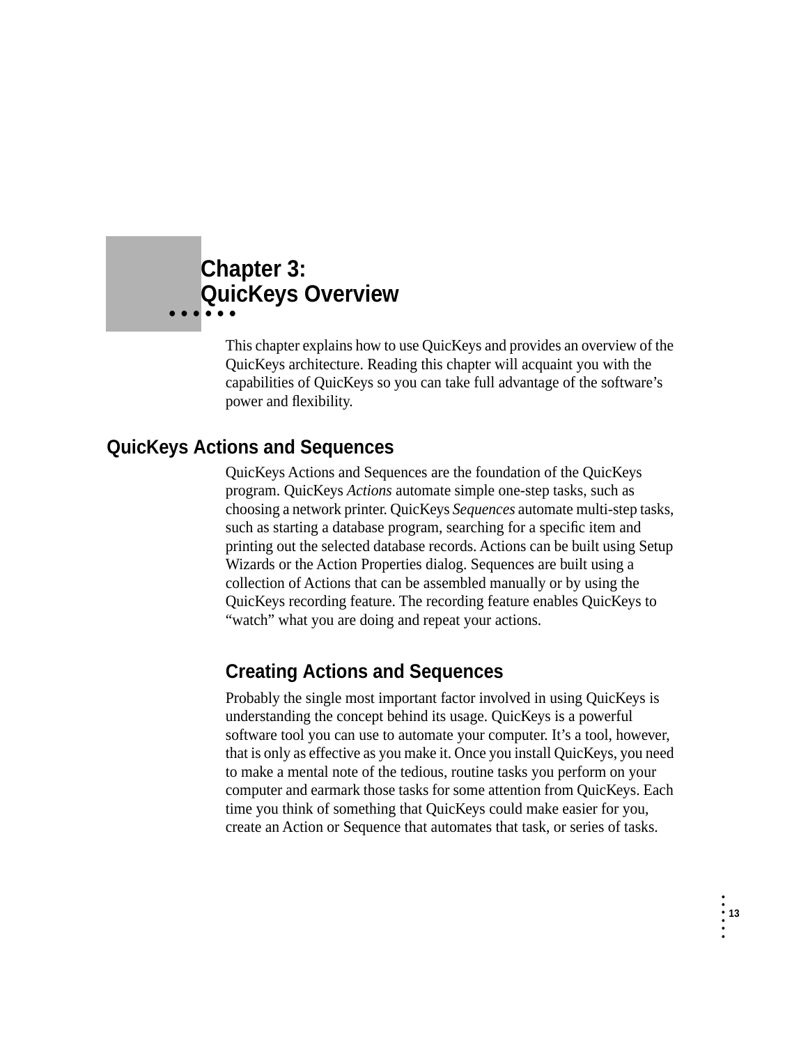# Chapter 3: QuicKeys Overview

This chapter explains how to use QuicKeys and provides an overview of the QuicKeys architecture. Reading this chapter will acquaint you with the capabilities of QuicKeys so you can take full advantage of the software's power and flexibility.

## QuicKeys Actions and Sequences

QuicKeys Actions and Sequences are the foundation of the QuicKeys program. QuicKeys *Actions* automate simple one-step tasks, such as choosing a network printer. QuicKeys *Sequences* automate multi-step tasks, such as starting a database program, searching for a specific item and printing out the selected database records. Actions can be built using Setup Wizards or the Action Properties dialog. Sequences are built using a collection of Actions that can be assembled manually or by using the QuicKeys recording feature. The recording feature enables QuicKeys to "watch" what you are doing and repeat your actions.

### Creating Actions and Sequences

Probably the single most important factor involved in using QuicKeys is understanding the concept behind its usage. QuicKeys is a powerful software tool you can use to automate your computer. It's a tool, however, that is only as effective as you make it. Once you install QuicKeys, you need to make a mental note of the tedious, routine tasks you perform on your computer and earmark those tasks for some attention from QuicKeys. Each time you think of something that QuicKeys could make easier for you, create an Action or Sequence that automates that task, or series of tasks.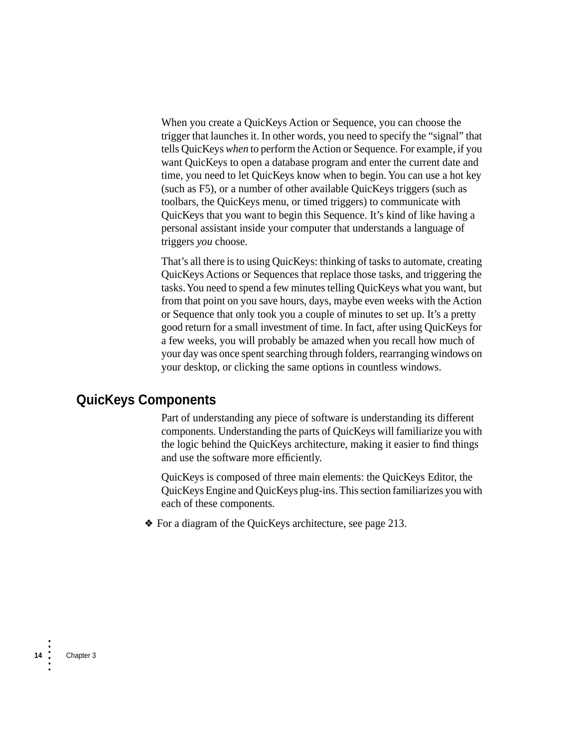When you create a QuicKeys Action or Sequence, you can choose the trigger that launches it. In other words, you need to specify the “signal” that tells QuicKeys *when* to perform the Action or Sequence. For example, if you want QuicKeys to open a database program and enter the current date and time, you need to let QuicKeys know when to begin. You can use a hot key (such as F5), or a number of other available QuicKeys triggers (such as toolbars, the QuicKeys menu, or timed triggers) to communicate with QuicKeys that you want to begin this Sequence. It’s kind of like having a personal assistant inside your computer that understands a language of triggers *you* choose.

That’s all there is to using QuicKeys: thinking of tasks to automate, creating QuicKeys Actions or Sequences that replace those tasks, and triggering the tasks. You need to spend a few minutes telling QuicKeys what you want, but from that point on you save hours, days, maybe even weeks with the Action or Sequence that only took you a couple of minutes to set up. It’s a pretty good return for a small investment of time. In fact, after using QuicKeys for a few weeks, you will probably be amazed when you recall how much of your day was once spent searching through folders, rearranging windows on your desktop, or clicking the same options in countless windows.

## QuicKeys Components

Part of understanding any piece of software is understanding its different components. Understanding the parts of QuicKeys will familiarize you with the logic behind the QuicKeys architecture, making it easier to find things and use the software more efficiently.

QuicKeys is composed of three main elements: the QuicKeys Editor, the QuicKeys Engine and QuicKeys plug-ins. This section familiarizes you with each of these components.

❖ For a diagram of the QuicKeys architecture, see page 213.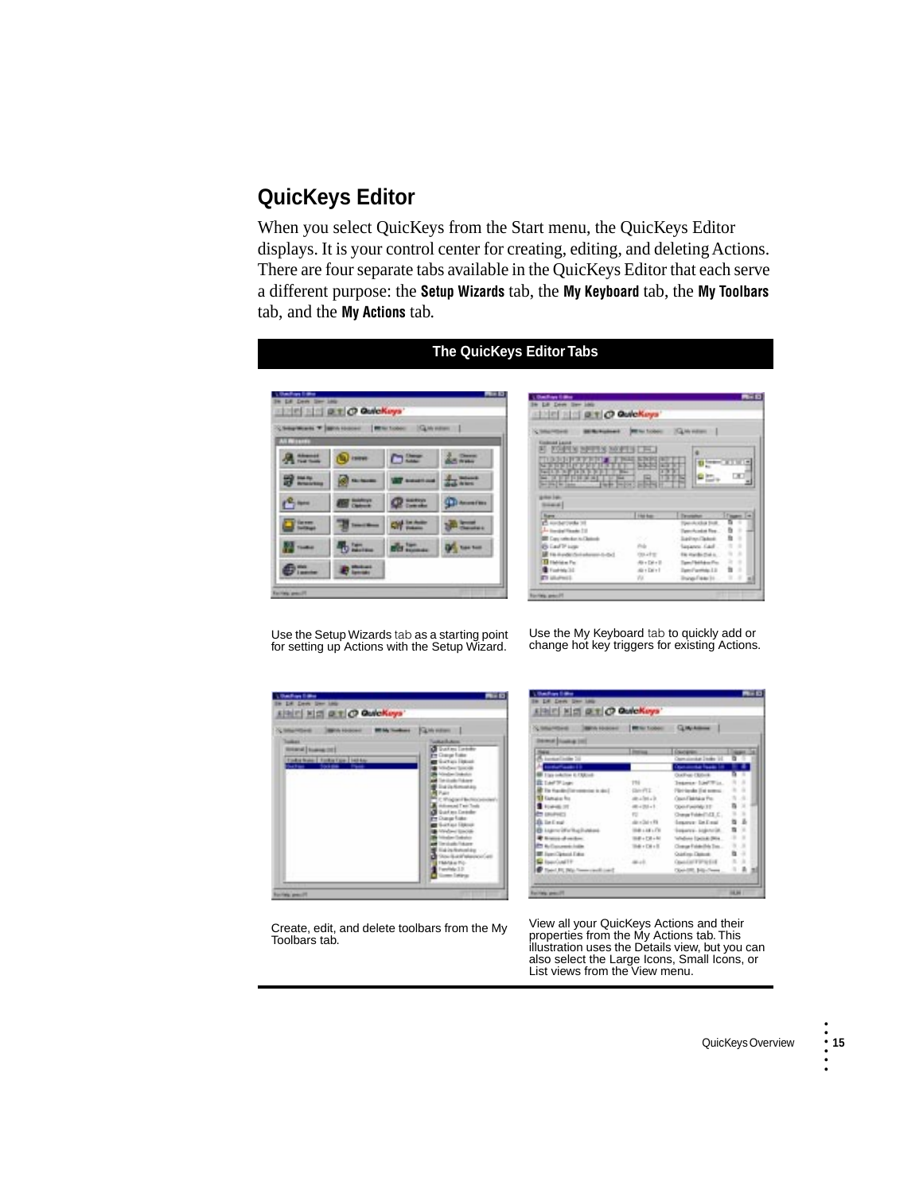## QuicKeys Editor

When you select QuicKeys from the Start menu, the QuicKeys Editor displays. It is your control center for creating, editing, and deleting Actions. There are four separate tabs available in the QuicKeys Editor that each serve a different purpose: the **Setup Wizards** tab, the **My Keyboard** tab, the **My Toolbars** tab, and the **My Actions** tab.

**The QuicKeys Editor Tabs**

Use the Setup Wizards tab as a starting point for setting up Actions with the Setup Wizard.

Use the My Keyboard tab to quickly add or change hot key triggers for existing Actions.

Create, edit, and delete toolbars from the My Toolbars tab.

View all your QuicKeys Actions and their properties from the My Actions tab. This illustration uses the Details view, but you can also select the Large Icons, Small Icons, or List views from the View menu.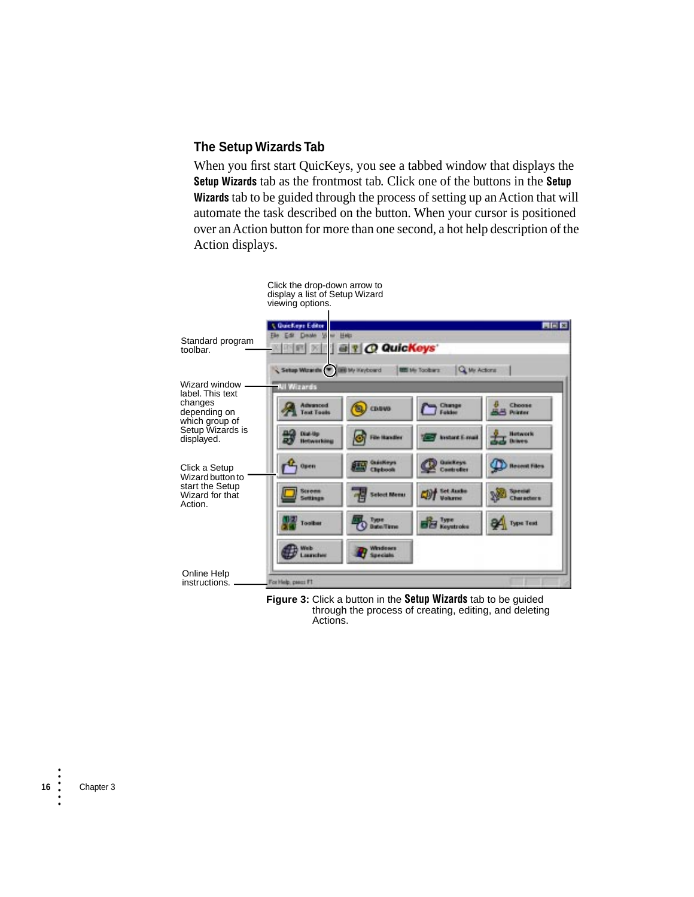## The Setup Wizards Tab

When you first start QuicKeys, you see a tabbed window that displays the **Setup Wizards** tab as the frontmost tab. Click one of the buttons in the **Setup Wizards** tab to be guided through the process of setting up an Action that will automate the task described on the button. When your cursor is positioned over an Action button for more than one second, a hot help description of the Action displays.

Click the drop-down arrow to display a list of Setup Wizard viewing options.

Standard program toolbar.

Wizard window label. This text changes depending on which group of Setup Wizards is displayed.

Click a Setup Wizard button to start the Setup Wizard for that Action.

Online Help instructions.

**Figure 3:** Click a button in the **Setup Wizards** tab to be guided through the process of creating, editing, and deleting Actions.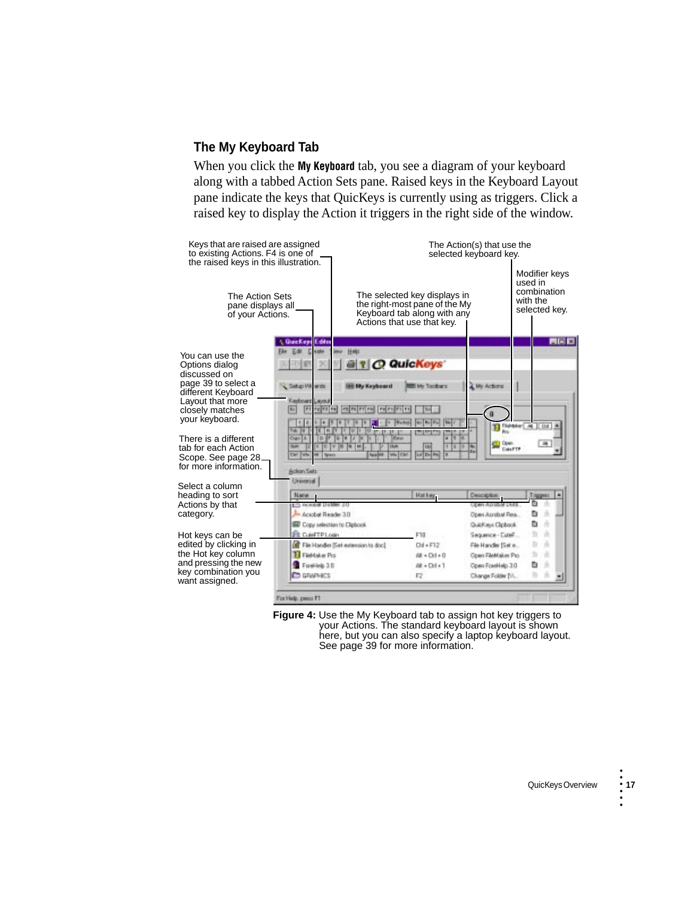## The My Keyboard Tab

When you click the **My Keyboard** tab, you see a diagram of your keyboard along with a tabbed Action Sets pane. Raised keys in the Keyboard Layout pane indicate the keys that QuicKeys is currently using as triggers. Click a raised key to display the Action it triggers in the right side of the window.

Keys that are raised are assigned to existing Actions. F4 is one of the raised keys in this illustration.

The Action(s) that use the selected keyboard key.

Modifier keys used in combination with the selected key.

The Action Sets pane displays all of your Actions.

The selected key displays in the right-most pane of the My Keyboard tab along with any Actions that use that key.

You can use the Options dialog discussed on page 39 to select a different Keyboard Layout that more closely matches your keyboard.

There is a different tab for each Action Scope. See page 28 for more information.

Select a column heading to sort Actions by that category.

Hot keys can be edited by clicking in the Hot key column and pressing the new key combination you want assigned.

**Figure 4:** Use the My Keyboard tab to assign hot key triggers to your Actions. The standard keyboard layout is shown here, but you can also specify a laptop keyboard layout. See page 39 for more information.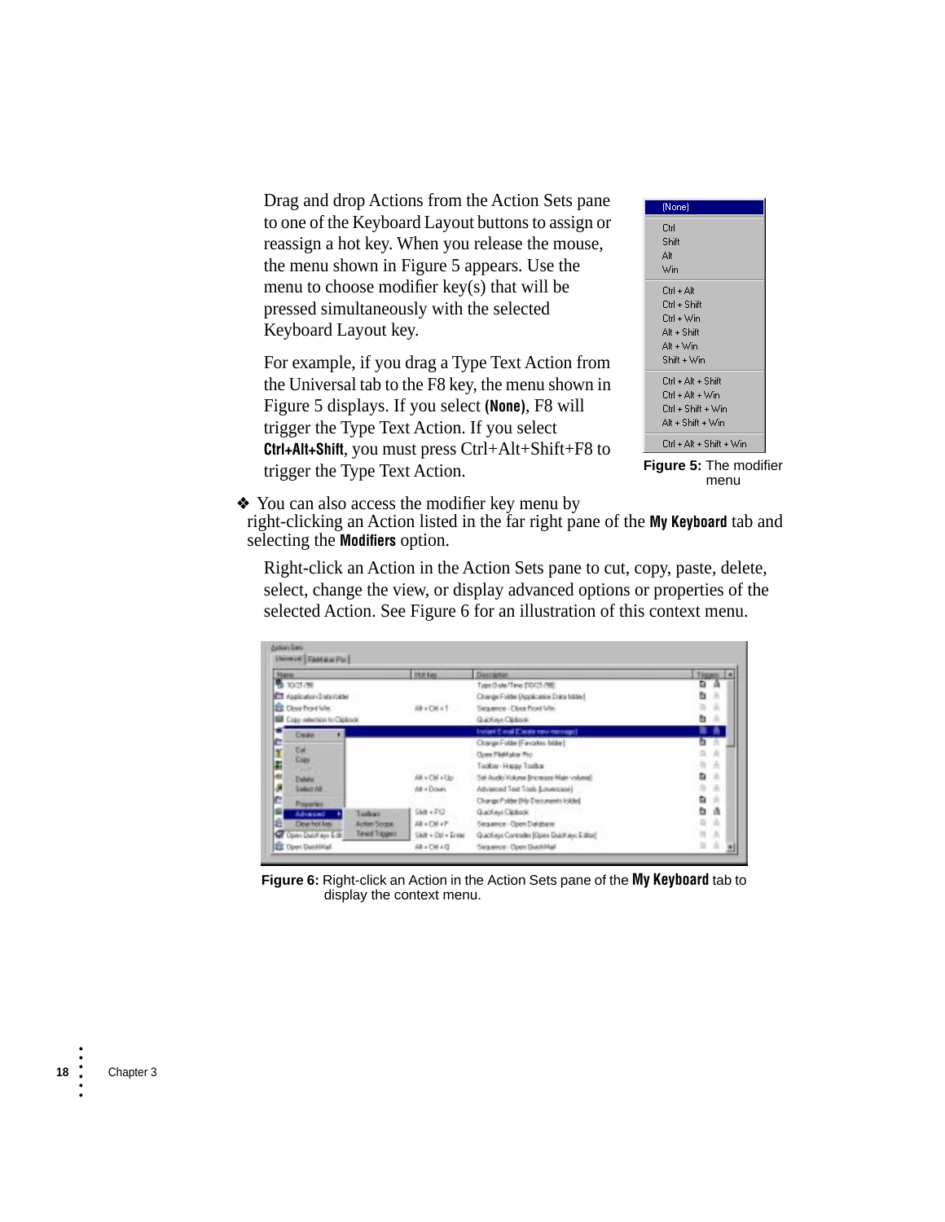Drag and drop Actions from the Action Sets pane to one of the Keyboard Layout buttons to assign or reassign a hot key. When you release the mouse, the menu shown in Figure 5 appears. Use the menu to choose modifier key(s) that will be pressed simultaneously with the selected Keyboard Layout key.

For example, if you drag a Type Text Action from the Universal tab to the F8 key, the menu shown in Figure 5 displays. If you select **(None)**, F8 will trigger the Type Text Action. If you select **Ctrl+Alt+Shift**, you must press Ctrl+Alt+Shift+F8 to trigger the Type Text Action.

(None)
Ctrl
Shift
Alt
Win
Ctrl + Alt
Ctrl + Shift
Ctrl + Win
Alt + Shift
Alt + Win
Shift + Win
Ctrl + Alt + Shift
Ctrl + Alt + Win
Ctrl + Shift + Win
Alt + Shift + Win
Ctrl + Alt + Shift + Win

**Figure 5:** The modifier menu

❖ You can also access the modifier key menu by right-clicking an Action listed in the far right pane of the **My Keyboard** tab and selecting the **Modifiers** option.

Right-click an Action in the Action Sets pane to cut, copy, paste, delete, select, change the view, or display advanced options or properties of the selected Action. See Figure 6 for an illustration of this context menu.

**Figure 6:** Right-click an Action in the Action Sets pane of the **My Keyboard** tab to display the context menu.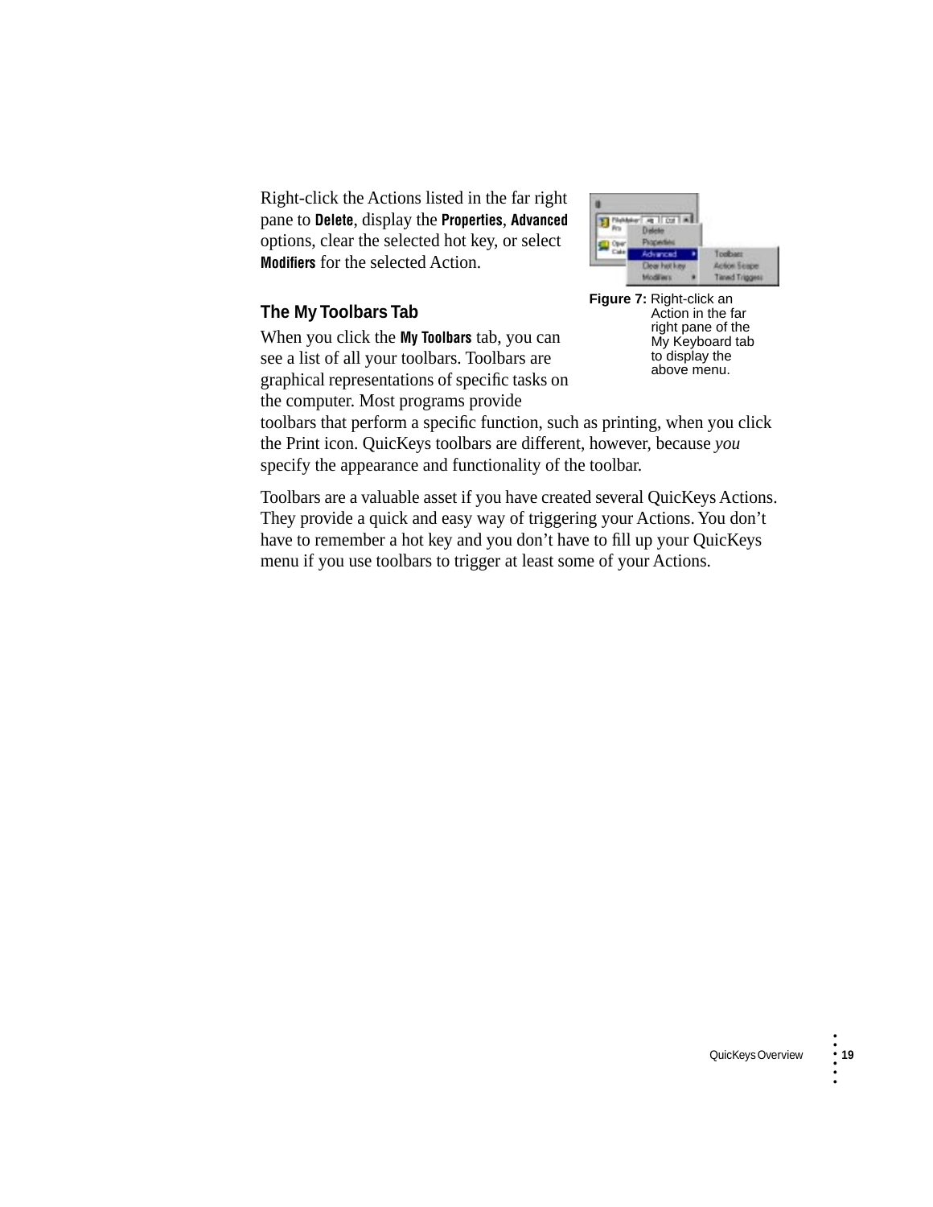Right-click the Actions listed in the far right pane to **Delete**, display the **Properties**, **Advanced** options, clear the selected hot key, or select **Modifiers** for the selected Action.

**Figure 7:** Right-click an Action in the far right pane of the My Keyboard tab to display the above menu.

### The My Toolbars Tab

When you click the **My Toolbars** tab, you can see a list of all your toolbars. Toolbars are graphical representations of specific tasks on the computer. Most programs provide toolbars that perform a specific function, such as printing, when you click the Print icon. QuicKeys toolbars are different, however, because *you* specify the appearance and functionality of the toolbar.

Toolbars are a valuable asset if you have created several QuicKeys Actions. They provide a quick and easy way of triggering your Actions. You don’t have to remember a hot key and you don’t have to fill up your QuicKeys menu if you use toolbars to trigger at least some of your Actions.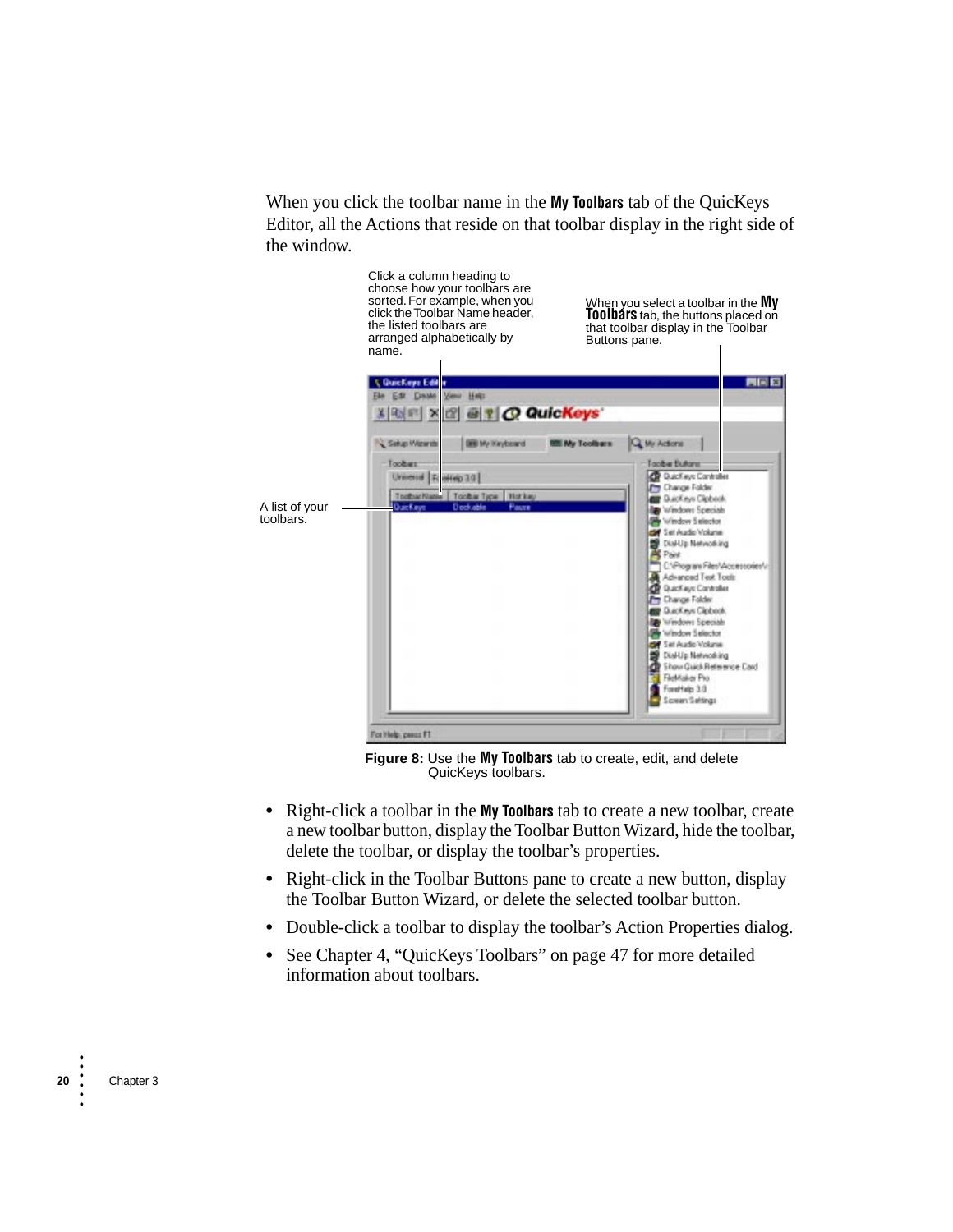When you click the toolbar name in the **My Toolbars** tab of the QuicKeys Editor, all the Actions that reside on that toolbar display in the right side of the window.

Click a column heading to choose how your toolbars are sorted. For example, when you click the Toolbar Name header, the listed toolbars are arranged alphabetically by name.

When you select a toolbar in the **My Toolbars** tab, the buttons placed on that toolbar display in the Toolbar Buttons pane.

A list of your toolbars.

**Figure 8:** Use the **My Toolbars** tab to create, edit, and delete QuicKeys toolbars.

- Right-click a toolbar in the **My Toolbars** tab to create a new toolbar, create a new toolbar button, display the Toolbar Button Wizard, hide the toolbar, delete the toolbar, or display the toolbar's properties.
- Right-click in the Toolbar Buttons pane to create a new button, display the Toolbar Button Wizard, or delete the selected toolbar button.
- Double-click a toolbar to display the toolbar's Action Properties dialog.
- See Chapter 4, "QuicKeys Toolbars" on page 47 for more detailed information about toolbars.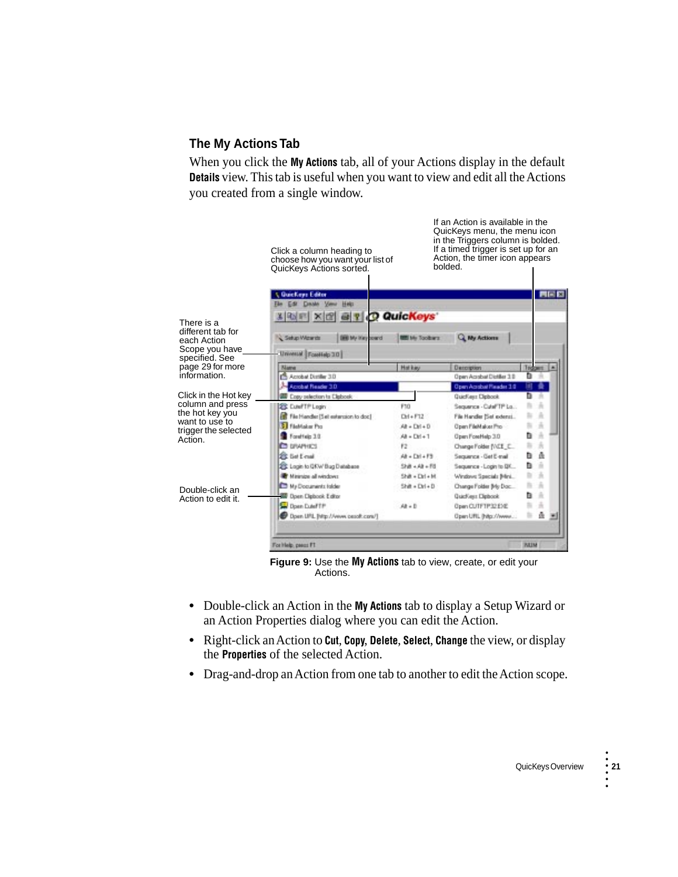## The My Actions Tab

When you click the **My Actions** tab, all of your Actions display in the default **Details** view. This tab is useful when you want to view and edit all the Actions you created from a single window.

Click a column heading to choose how you want your list of QuicKeys Actions sorted.

If an Action is available in the QuicKeys menu, the menu icon in the Triggers column is bolded. If a timed trigger is set up for an Action, the timer icon appears bolded.

There is a different tab for each Action Scope you have specified. See page 29 for more information.

Click in the Hot key column and press the hot key you want to use to trigger the selected Action.

Double-click an Action to edit it.

**Figure 9:** Use the **My Actions** tab to view, create, or edit your Actions.

- Double-click an Action in the **My Actions** tab to display a Setup Wizard or an Action Properties dialog where you can edit the Action.
- Right-click an Action to **Cut**, **Copy**, **Delete**, **Select**, **Change** the view, or display the **Properties** of the selected Action.
- Drag-and-drop an Action from one tab to another to edit the Action scope.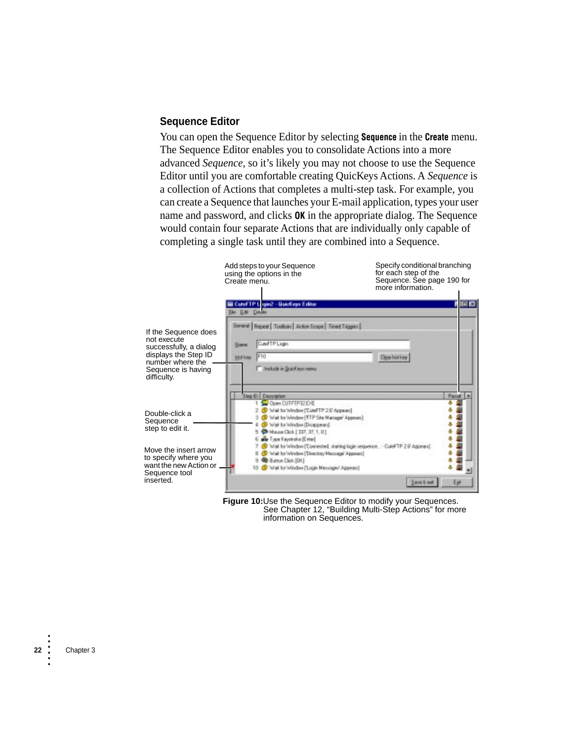### Sequence Editor

You can open the Sequence Editor by selecting **Sequence** in the **Create** menu. The Sequence Editor enables you to consolidate Actions into a more advanced *Sequence*, so it's likely you may not choose to use the Sequence Editor until you are comfortable creating QuicKeys Actions. A *Sequence* is a collection of Actions that completes a multi-step task. For example, you can create a Sequence that launches your E-mail application, types your user name and password, and clicks **OK** in the appropriate dialog. The Sequence would contain four separate Actions that are individually only capable of completing a single task until they are combined into a Sequence.

Add steps to your Sequence using the options in the Create menu.

Specify conditional branching for each step of the Sequence. See page 190 for more information.

If the Sequence does not execute successfully, a dialog displays the Step ID number where the Sequence is having difficulty.

Double-click a Sequence step to edit it.

Move the insert arrow to specify where you want the new Action or Sequence tool inserted.

**Figure 10:** Use the Sequence Editor to modify your Sequences. See Chapter 12, "Building Multi-Step Actions" for more information on Sequences.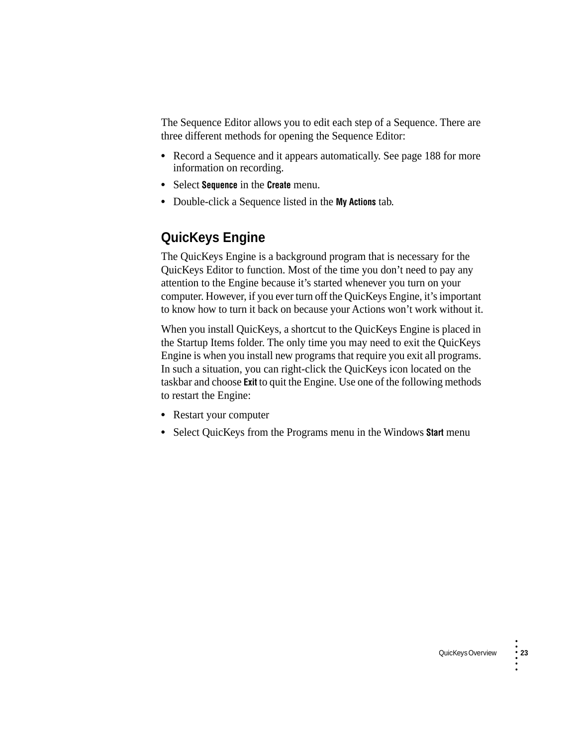The Sequence Editor allows you to edit each step of a Sequence. There are three different methods for opening the Sequence Editor:

- Record a Sequence and it appears automatically. See page 188 for more information on recording.
- Select **Sequence** in the **Create** menu.
- Double-click a Sequence listed in the **My Actions** tab.

## QuicKeys Engine

The QuicKeys Engine is a background program that is necessary for the QuicKeys Editor to function. Most of the time you don't need to pay any attention to the Engine because it's started whenever you turn on your computer. However, if you ever turn off the QuicKeys Engine, it's important to know how to turn it back on because your Actions won't work without it.

When you install QuicKeys, a shortcut to the QuicKeys Engine is placed in the Startup Items folder. The only time you may need to exit the QuicKeys Engine is when you install new programs that require you exit all programs. In such a situation, you can right-click the QuicKeys icon located on the taskbar and choose **Exit** to quit the Engine. Use one of the following methods to restart the Engine:

- Restart your computer
- Select QuicKeys from the Programs menu in the Windows **Start** menu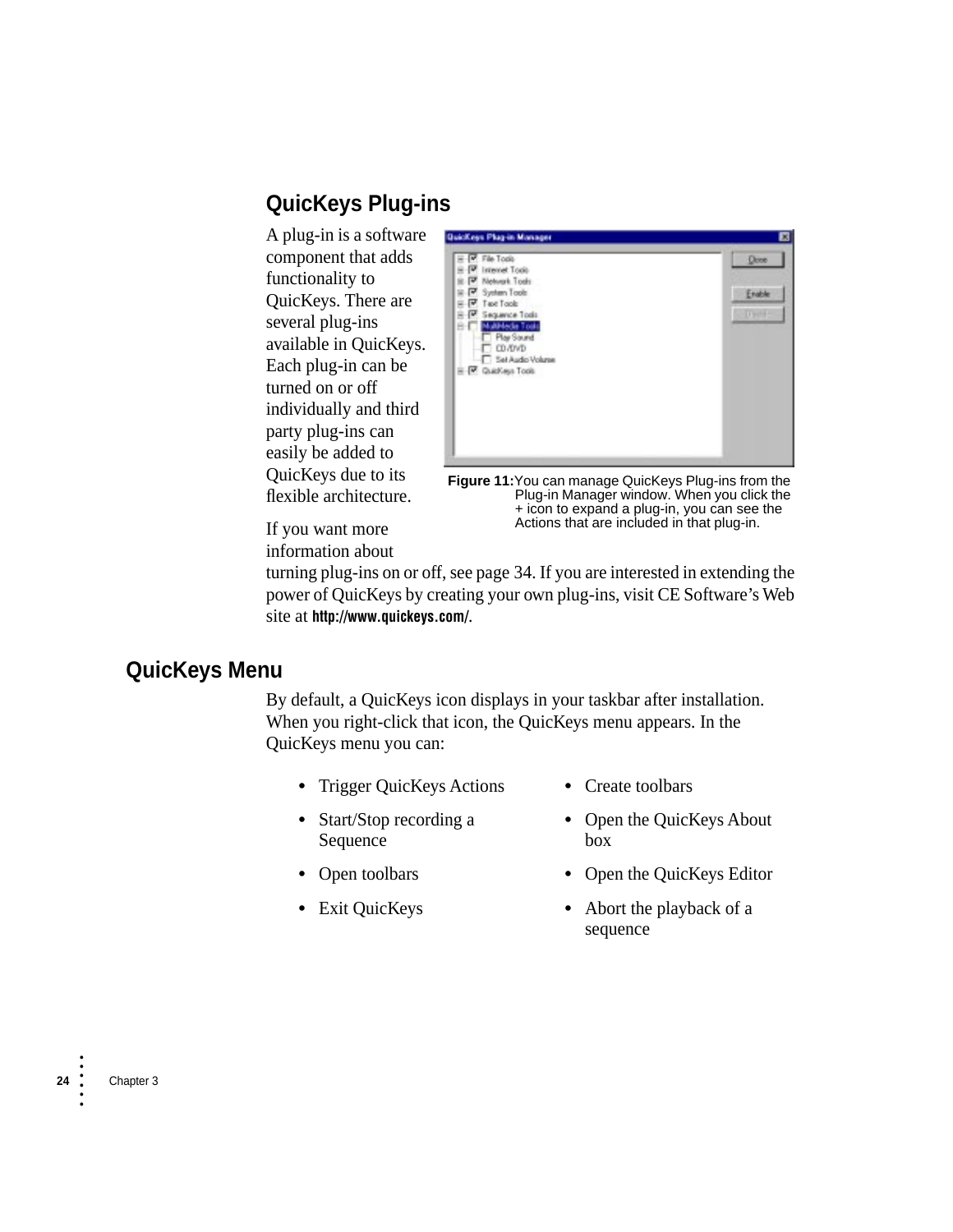## QuicKeys Plug-ins

A plug-in is a software component that adds functionality to QuicKeys. There are several plug-ins available in QuicKeys. Each plug-in can be turned on or off individually and third party plug-ins can easily be added to QuicKeys due to its flexible architecture.

**Figure 11:** You can manage QuicKeys Plug-ins from the Plug-in Manager window. When you click the + icon to expand a plug-in, you can see the Actions that are included in that plug-in.

If you want more information about turning plug-ins on or off, see page 34. If you are interested in extending the power of QuicKeys by creating your own plug-ins, visit CE Software's Web site at **http://www.quickeys.com/**.

## QuicKeys Menu

By default, a QuicKeys icon displays in your taskbar after installation. When you right-click that icon, the QuicKeys menu appears. In the QuicKeys menu you can:

- Trigger QuicKeys Actions
- Start/Stop recording a Sequence
- Open toolbars
- Exit QuicKeys
- Create toolbars
- Open the QuicKeys About box
- Open the QuicKeys Editor
- Abort the playback of a sequence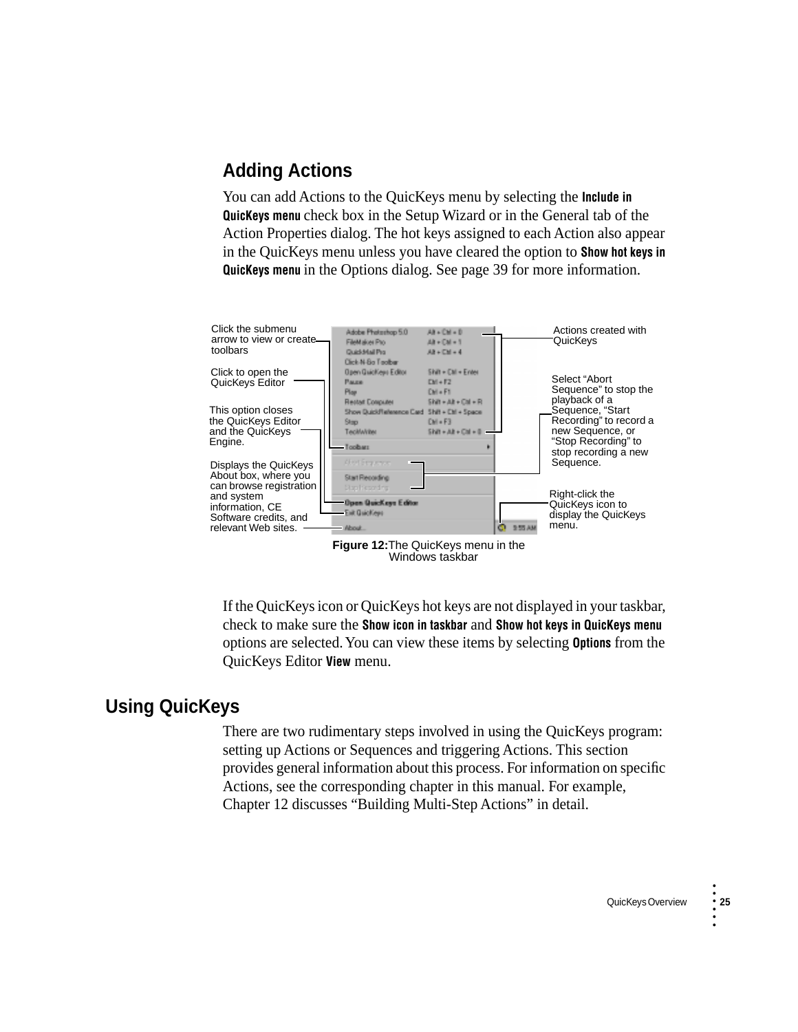## Adding Actions

You can add Actions to the QuicKeys menu by selecting the **Include in QuicKeys menu** check box in the Setup Wizard or in the General tab of the Action Properties dialog. The hot keys assigned to each Action also appear in the QuicKeys menu unless you have cleared the option to **Show hot keys in QuicKeys menu** in the Options dialog. See page 39 for more information.

Click the submenu arrow to view or create toolbars

Click to open the QuicKeys Editor

This option closes the QuicKeys Editor and the QuicKeys Engine.

Displays the QuicKeys About box, where you can browse registration and system information, CE Software credits, and relevant Web sites.

Actions created with QuicKeys

Select “Abort Sequence” to stop the playback of a Sequence, “Start Recording” to record a new Sequence, or “Stop Recording” to stop recording a new Sequence.

Right-click the QuicKeys icon to display the QuicKeys menu.

**Figure 12:** The QuicKeys menu in the Windows taskbar

If the QuicKeys icon or QuicKeys hot keys are not displayed in your taskbar, check to make sure the **Show icon in taskbar** and **Show hot keys in QuicKeys menu** options are selected. You can view these items by selecting **Options** from the QuicKeys Editor **View** menu.

# Using QuicKeys

There are two rudimentary steps involved in using the QuicKeys program: setting up Actions or Sequences and triggering Actions. This section provides general information about this process. For information on specific Actions, see the corresponding chapter in this manual. For example, Chapter 12 discusses “Building Multi-Step Actions” in detail.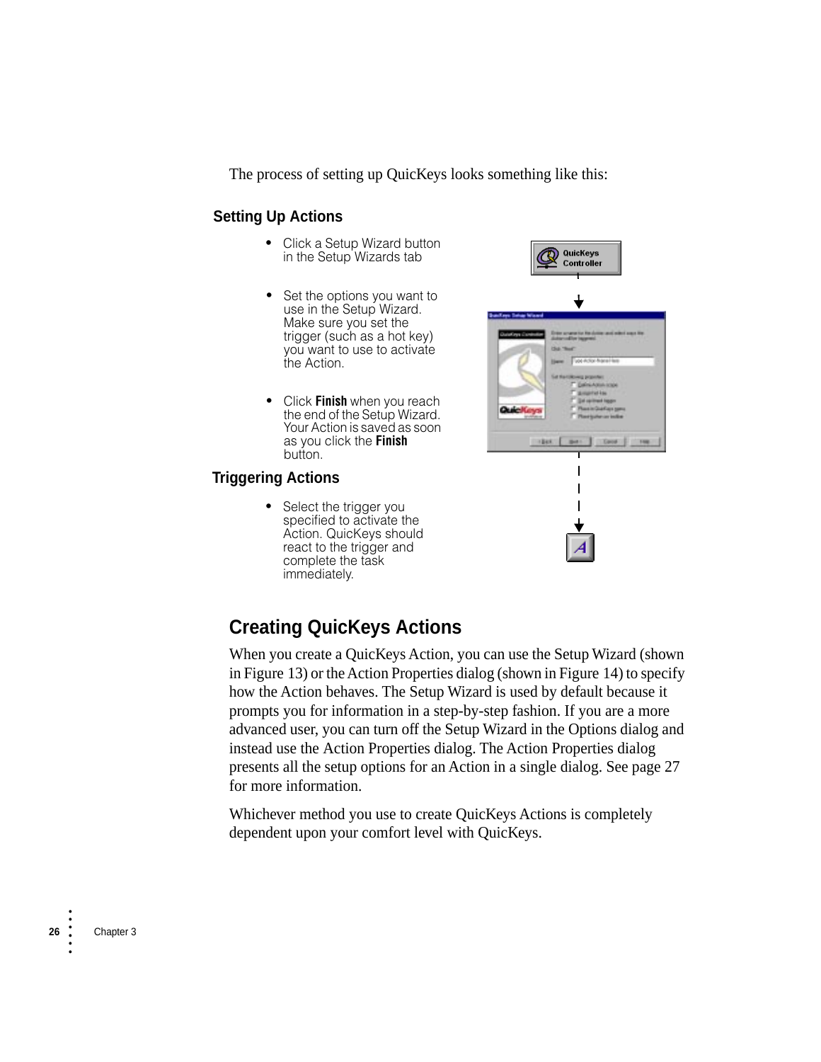The process of setting up QuicKeys looks something like this:

### Setting Up Actions

- Click a Setup Wizard button in the Setup Wizards tab
- Set the options you want to use in the Setup Wizard. Make sure you set the trigger (such as a hot key) you want to use to activate the Action.
- Click **Finish** when you reach the end of the Setup Wizard. Your Action is saved as soon as you click the **Finish** button.

### Triggering Actions

- Select the trigger you specified to activate the Action. QuicKeys should react to the trigger and complete the task immediately.

## Creating QuicKeys Actions

When you create a QuicKeys Action, you can use the Setup Wizard (shown in Figure 13) or the Action Properties dialog (shown in Figure 14) to specify how the Action behaves. The Setup Wizard is used by default because it prompts you for information in a step-by-step fashion. If you are a more advanced user, you can turn off the Setup Wizard in the Options dialog and instead use the Action Properties dialog. The Action Properties dialog presents all the setup options for an Action in a single dialog. See page 27 for more information.

Whichever method you use to create QuicKeys Actions is completely dependent upon your comfort level with QuicKeys.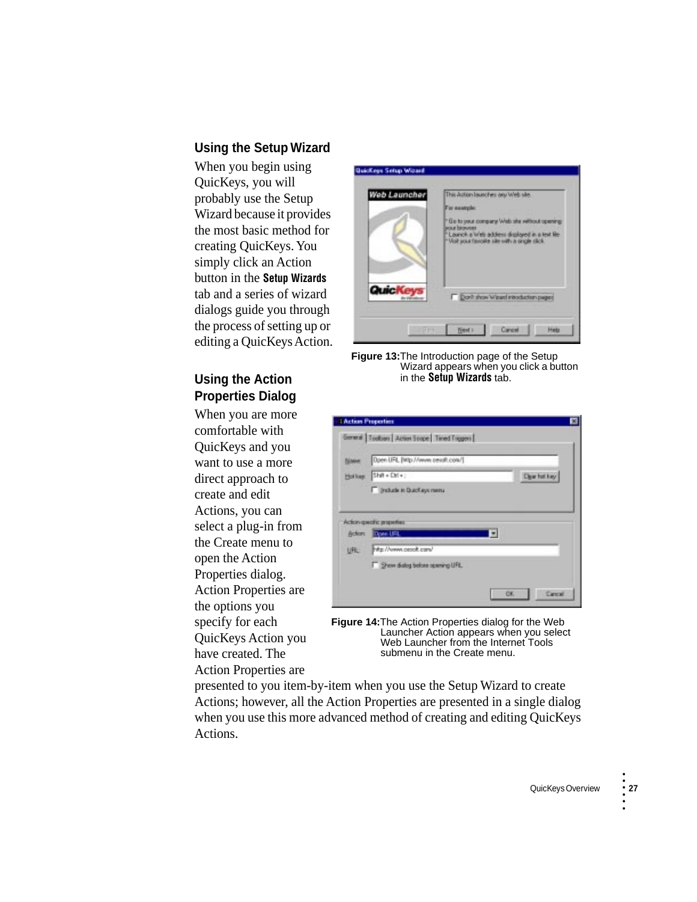## Using the Setup Wizard

When you begin using QuicKeys, you will probably use the Setup Wizard because it provides the most basic method for creating QuicKeys. You simply click an Action button in the **Setup Wizards** tab and a series of wizard dialogs guide you through the process of setting up or editing a QuicKeys Action.

**Figure 13:** The Introduction page of the Setup Wizard appears when you click a button in the **Setup Wizards** tab.

## Using the Action Properties Dialog

When you are more comfortable with QuicKeys and you want to use a more direct approach to create and edit Actions, you can select a plug-in from the Create menu to open the Action Properties dialog. Action Properties are the options you specify for each QuicKeys Action you have created. The Action Properties are presented to you item-by-item when you use the Setup Wizard to create Actions; however, all the Action Properties are presented in a single dialog when you use this more advanced method of creating and editing QuicKeys Actions.

**Figure 14:** The Action Properties dialog for the Web Launcher Action appears when you select Web Launcher from the Internet Tools submenu in the Create menu.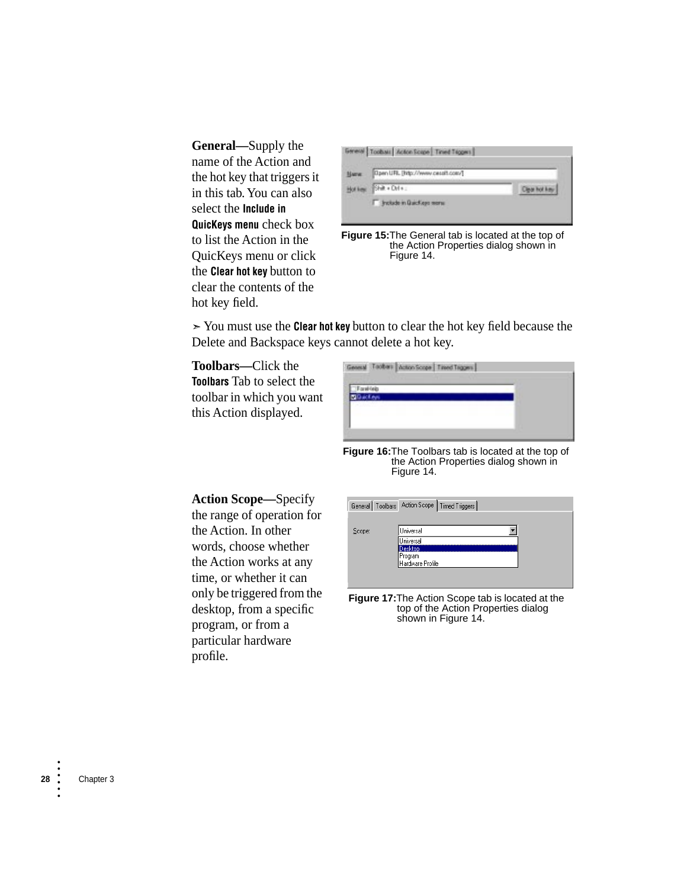**General—**Supply the name of the Action and the hot key that triggers it in this tab. You can also select the **Include in QuicKeys menu** check box to list the Action in the QuicKeys menu or click the **Clear hot key** button to clear the contents of the hot key field.

**Figure 15:** The General tab is located at the top of the Action Properties dialog shown in Figure 14.

➢ You must use the **Clear hot key** button to clear the hot key field because the Delete and Backspace keys cannot delete a hot key.

**Toolbars—**Click the **Toolbars** Tab to select the toolbar in which you want this Action displayed.

**Figure 16:** The Toolbars tab is located at the top of the Action Properties dialog shown in Figure 14.

**Action Scope—**Specify the range of operation for the Action. In other words, choose whether the Action works at any time, or whether it can only be triggered from the desktop, from a specific program, or from a particular hardware profile.

**Figure 17:** The Action Scope tab is located at the top of the Action Properties dialog shown in Figure 14.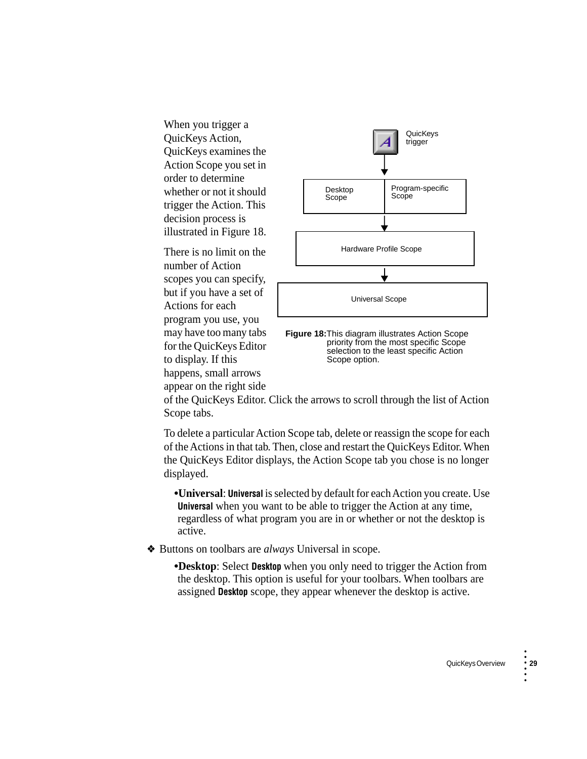When you trigger a QuicKeys Action, QuicKeys examines the Action Scope you set in order to determine whether or not it should trigger the Action. This decision process is illustrated in Figure 18.

QuicKeys trigger

Desktop Scope | Program-specific Scope

Hardware Profile Scope

Universal Scope

**Figure 18:** This diagram illustrates Action Scope priority from the most specific Scope selection to the least specific Action Scope option.

There is no limit on the number of Action scopes you can specify, but if you have a set of Actions for each program you use, you may have too many tabs for the QuicKeys Editor to display. If this happens, small arrows appear on the right side of the QuicKeys Editor. Click the arrows to scroll through the list of Action Scope tabs.

To delete a particular Action Scope tab, delete or reassign the scope for each of the Actions in that tab. Then, close and restart the QuicKeys Editor. When the QuicKeys Editor displays, the Action Scope tab you chose is no longer displayed.

- **Universal**: **Universal** is selected by default for each Action you create. Use **Universal** when you want to be able to trigger the Action at any time, regardless of what program you are in or whether or not the desktop is active.

❖ Buttons on toolbars are *always* Universal in scope.

- **Desktop**: Select **Desktop** when you only need to trigger the Action from the desktop. This option is useful for your toolbars. When toolbars are assigned **Desktop** scope, they appear whenever the desktop is active.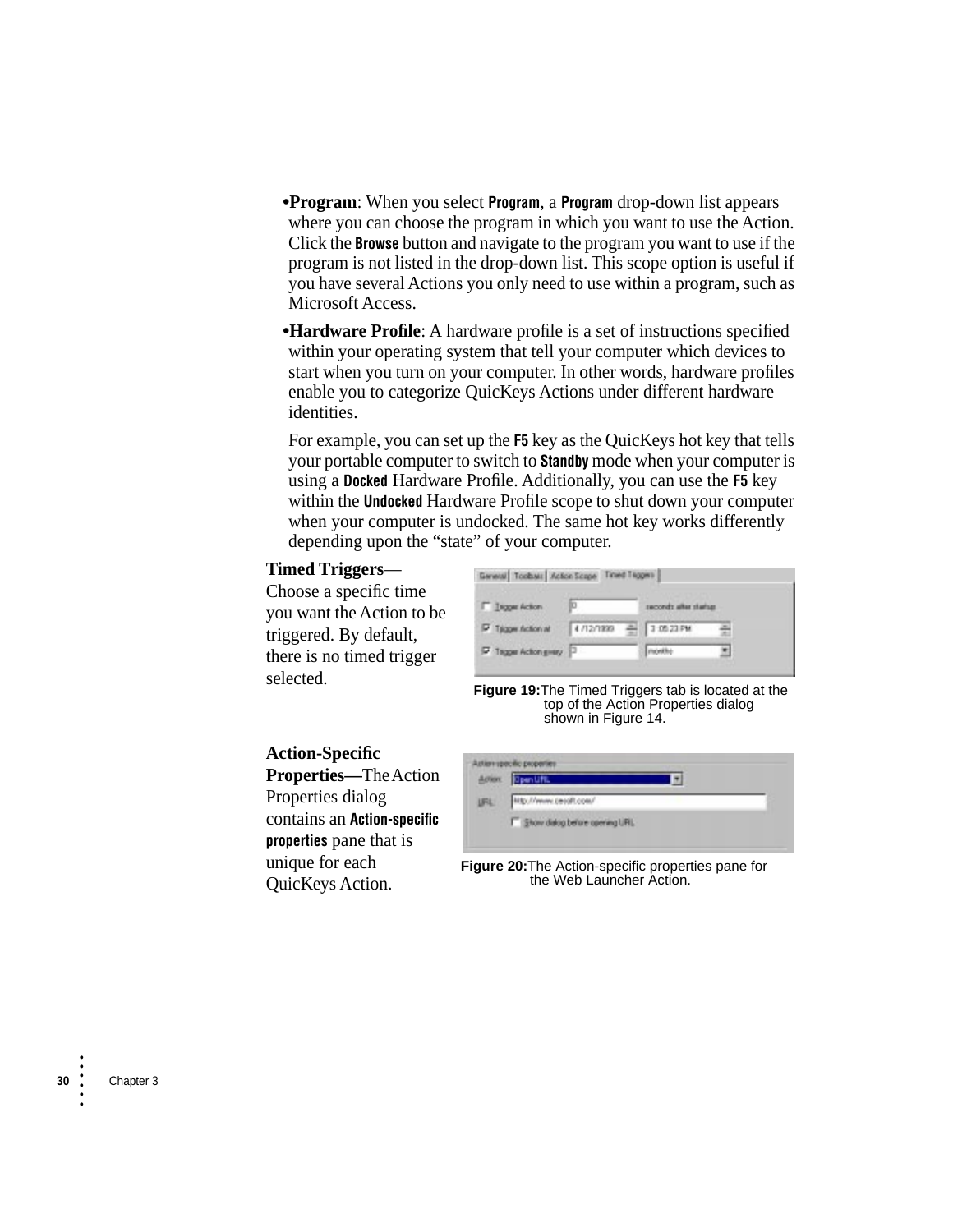- **Program**: When you select **Program**, a **Program** drop-down list appears where you can choose the program in which you want to use the Action. Click the **Browse** button and navigate to the program you want to use if the program is not listed in the drop-down list. This scope option is useful if you have several Actions you only need to use within a program, such as Microsoft Access.
- **Hardware Profile**: A hardware profile is a set of instructions specified within your operating system that tell your computer which devices to start when you turn on your computer. In other words, hardware profiles enable you to categorize QuicKeys Actions under different hardware identities.

  For example, you can set up the **F5** key as the QuicKeys hot key that tells your portable computer to switch to **Standby** mode when your computer is using a **Docked** Hardware Profile. Additionally, you can use the **F5** key within the **Undocked** Hardware Profile scope to shut down your computer when your computer is undocked. The same hot key works differently depending upon the “state” of your computer.

**Timed Triggers**—Choose a specific time you want the Action to be triggered. By default, there is no timed trigger selected.

**Figure 19:** The Timed Triggers tab is located at the top of the Action Properties dialog shown in Figure 14.

**Action-Specific Properties—**The Action Properties dialog contains an **Action-specific properties** pane that is unique for each QuicKeys Action.

**Figure 20:** The Action-specific properties pane for the Web Launcher Action.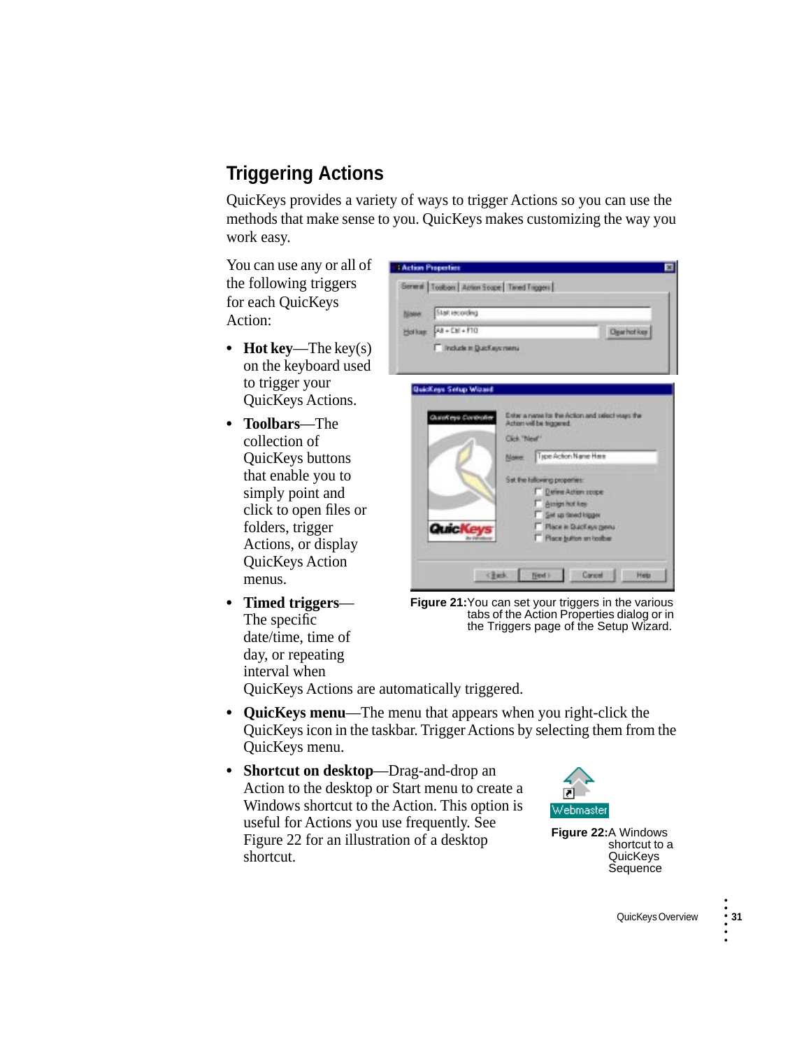## Triggering Actions

QuicKeys provides a variety of ways to trigger Actions so you can use the methods that make sense to you. QuicKeys makes customizing the way you work easy.

You can use any or all of the following triggers for each QuicKeys Action:

- **Hot key**—The key(s) on the keyboard used to trigger your QuicKeys Actions.
- **Toolbars**—The collection of QuicKeys buttons that enable you to simply point and click to open files or folders, trigger Actions, or display QuicKeys Action menus.
- **Timed triggers**—The specific date/time, time of day, or repeating interval when QuicKeys Actions are automatically triggered.
- **QuicKeys menu**—The menu that appears when you right-click the QuicKeys icon in the taskbar. Trigger Actions by selecting them from the QuicKeys menu.
- **Shortcut on desktop**—Drag-and-drop an Action to the desktop or Start menu to create a Windows shortcut to the Action. This option is useful for Actions you use frequently. See Figure 22 for an illustration of a desktop shortcut.

**Figure 21:** You can set your triggers in the various tabs of the Action Properties dialog or in the Triggers page of the Setup Wizard.

**Figure 22:** A Windows shortcut to a QuicKeys Sequence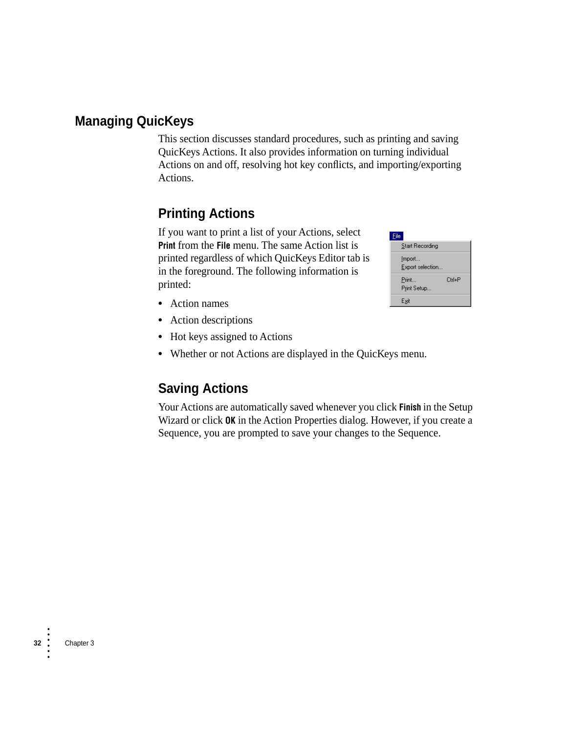## Managing QuicKeys

This section discusses standard procedures, such as printing and saving QuicKeys Actions. It also provides information on turning individual Actions on and off, resolving hot key conflicts, and importing/exporting Actions.

### Printing Actions

If you want to print a list of your Actions, select **Print** from the **File** menu. The same Action list is printed regardless of which QuicKeys Editor tab is in the foreground. The following information is printed:

- Action names
- Action descriptions
- Hot keys assigned to Actions
- Whether or not Actions are displayed in the QuicKeys menu.

### Saving Actions

Your Actions are automatically saved whenever you click **Finish** in the Setup Wizard or click **OK** in the Action Properties dialog. However, if you create a Sequence, you are prompted to save your changes to the Sequence.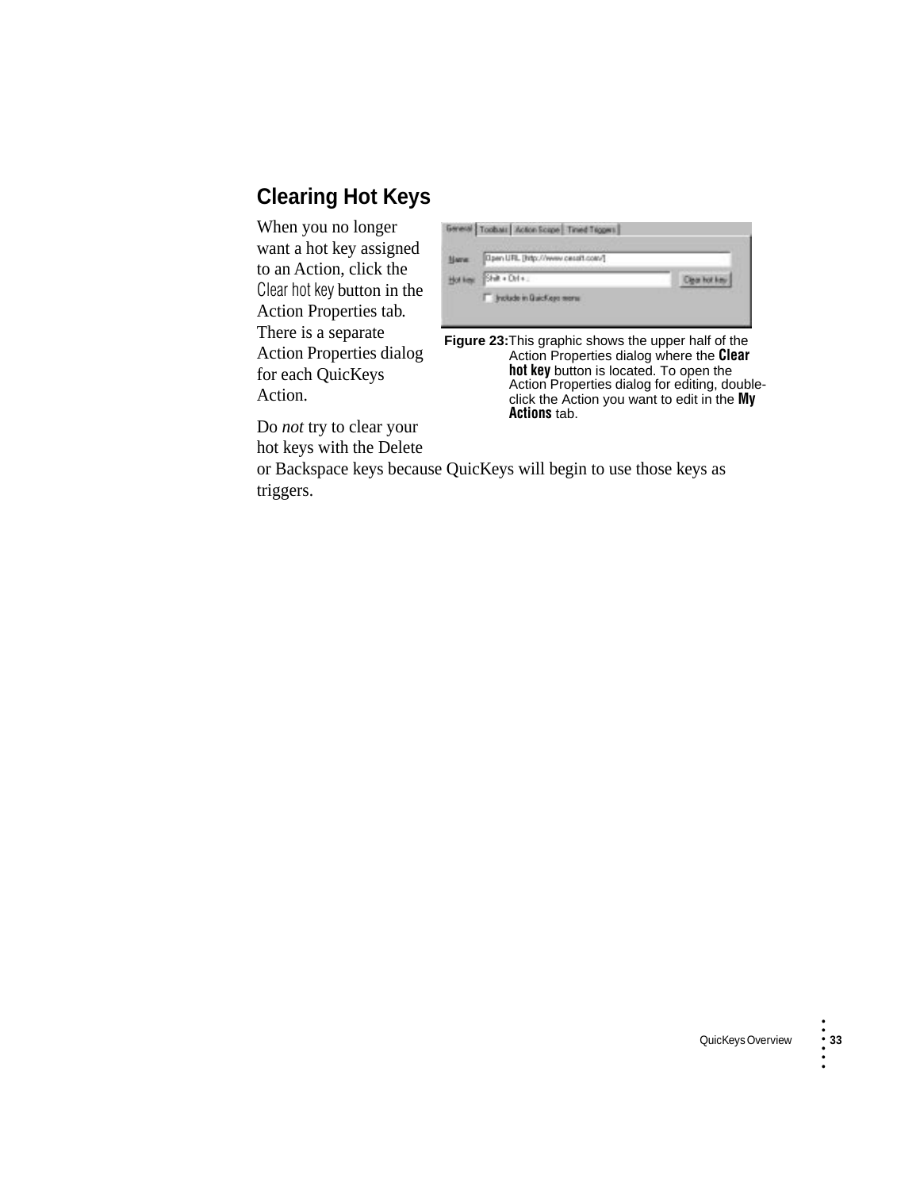## Clearing Hot Keys

When you no longer want a hot key assigned to an Action, click the Clear hot key button in the Action Properties tab. There is a separate Action Properties dialog for each QuicKeys Action.

**Figure 23:** This graphic shows the upper half of the Action Properties dialog where the **Clear hot key** button is located. To open the Action Properties dialog for editing, double-click the Action you want to edit in the **My Actions** tab.

Do *not* try to clear your hot keys with the Delete or Backspace keys because QuicKeys will begin to use those keys as triggers.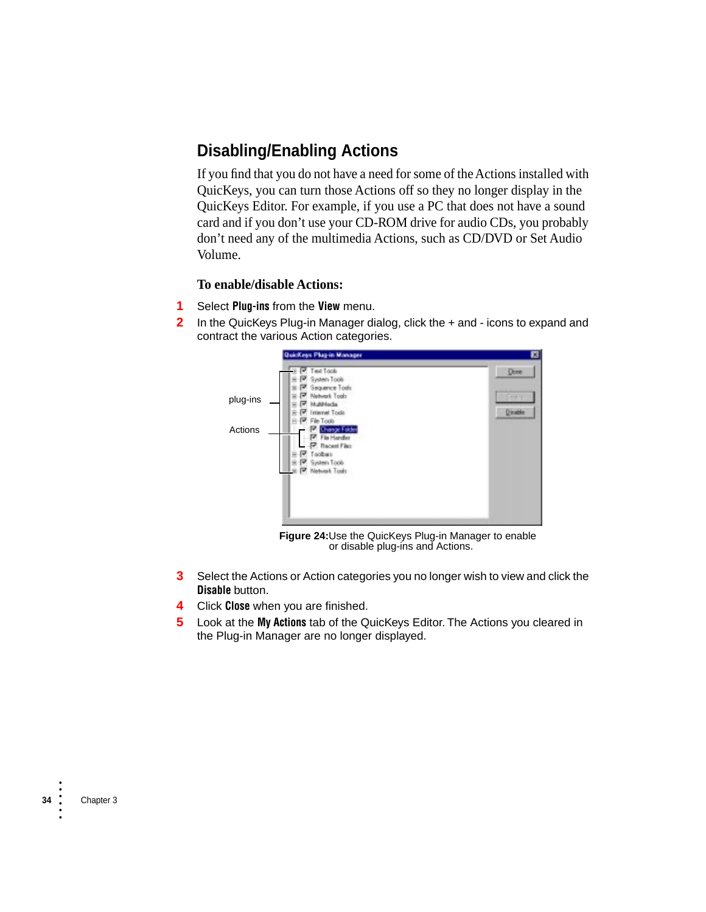## Disabling/Enabling Actions

If you find that you do not have a need for some of the Actions installed with QuicKeys, you can turn those Actions off so they no longer display in the QuicKeys Editor. For example, if you use a PC that does not have a sound card and if you don't use your CD-ROM drive for audio CDs, you probably don't need any of the multimedia Actions, such as CD/DVD or Set Audio Volume.

**To enable/disable Actions:**

1. Select **Plug-ins** from the **View** menu.
2. In the QuicKeys Plug-in Manager dialog, click the + and - icons to expand and contract the various Action categories.

**Figure 24:** Use the QuicKeys Plug-in Manager to enable or disable plug-ins and Actions.

3. Select the Actions or Action categories you no longer wish to view and click the **Disable** button.
4. Click **Close** when you are finished.
5. Look at the **My Actions** tab of the QuicKeys Editor. The Actions you cleared in the Plug-in Manager are no longer displayed.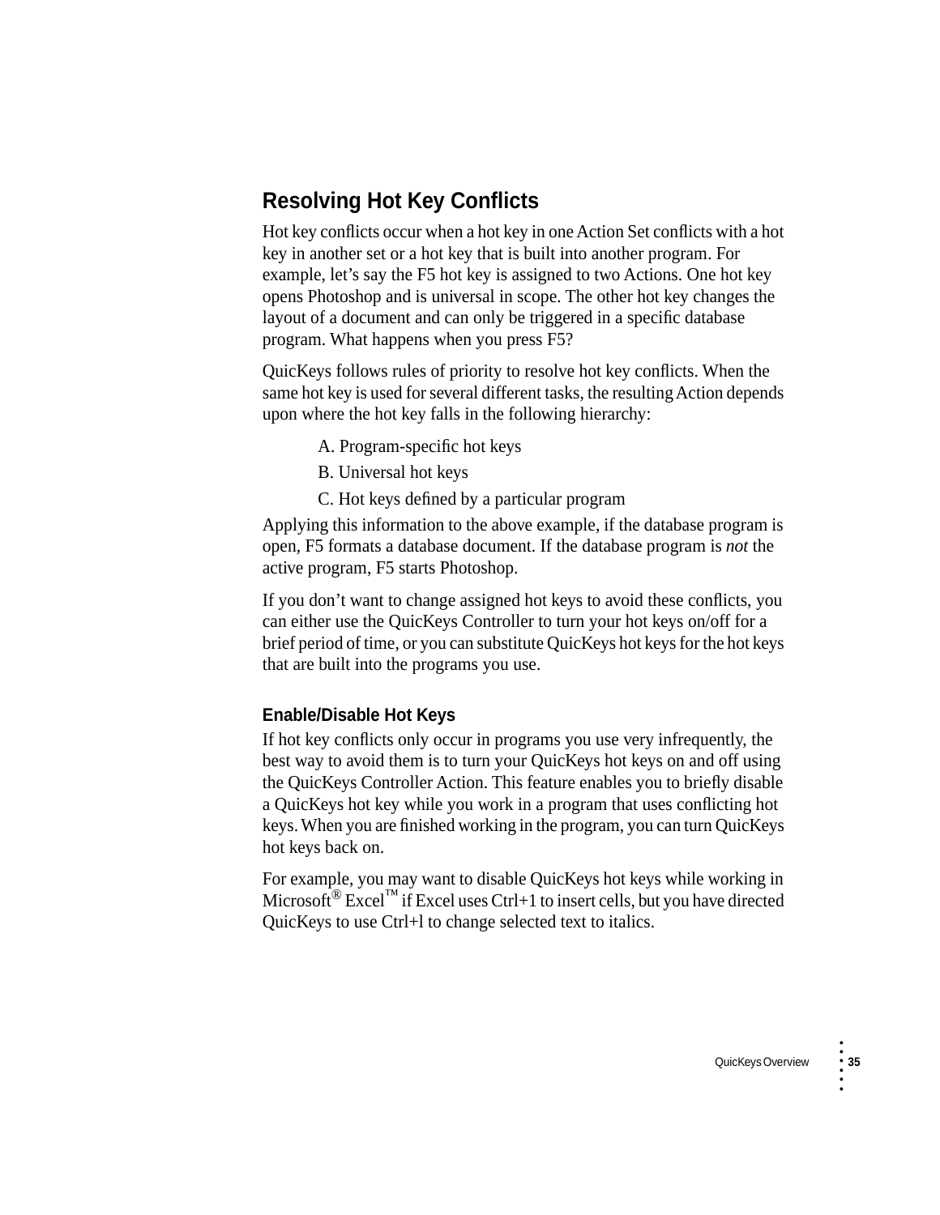## Resolving Hot Key Conflicts

Hot key conflicts occur when a hot key in one Action Set conflicts with a hot key in another set or a hot key that is built into another program. For example, let's say the F5 hot key is assigned to two Actions. One hot key opens Photoshop and is universal in scope. The other hot key changes the layout of a document and can only be triggered in a specific database program. What happens when you press F5?

QuicKeys follows rules of priority to resolve hot key conflicts. When the same hot key is used for several different tasks, the resulting Action depends upon where the hot key falls in the following hierarchy:

A. Program-specific hot keys

B. Universal hot keys

C. Hot keys defined by a particular program

Applying this information to the above example, if the database program is open, F5 formats a database document. If the database program is *not* the active program, F5 starts Photoshop.

If you don't want to change assigned hot keys to avoid these conflicts, you can either use the QuicKeys Controller to turn your hot keys on/off for a brief period of time, or you can substitute QuicKeys hot keys for the hot keys that are built into the programs you use.

### Enable/Disable Hot Keys

If hot key conflicts only occur in programs you use very infrequently, the best way to avoid them is to turn your QuicKeys hot keys on and off using the QuicKeys Controller Action. This feature enables you to briefly disable a QuicKeys hot key while you work in a program that uses conflicting hot keys. When you are finished working in the program, you can turn QuicKeys hot keys back on.

For example, you may want to disable QuicKeys hot keys while working in Microsoft® Excel™ if Excel uses Ctrl+1 to insert cells, but you have directed QuicKeys to use Ctrl+l to change selected text to italics.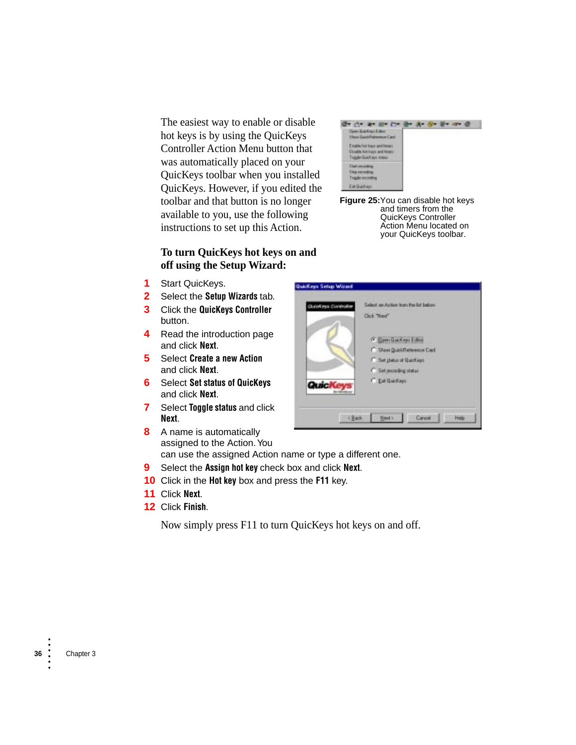The easiest way to enable or disable hot keys is by using the QuicKeys Controller Action Menu button that was automatically placed on your QuicKeys toolbar when you installed QuicKeys. However, if you edited the toolbar and that button is no longer available to you, use the following instructions to set up this Action.

**Figure 25:** You can disable hot keys and timers from the QuicKeys Controller Action Menu located on your QuicKeys toolbar.

### To turn QuicKeys hot keys on and off using the Setup Wizard:

1. Start QuicKeys.
2. Select the **Setup Wizards** tab.
3. Click the **QuicKeys Controller** button.
4. Read the introduction page and click **Next**.
5. Select **Create a new Action** and click **Next**.
6. Select **Set status of QuicKeys** and click **Next**.
7. Select **Toggle status** and click **Next**.
8. A name is automatically assigned to the Action. You can use the assigned Action name or type a different one.
9. Select the **Assign hot key** check box and click **Next**.
10. Click in the **Hot key** box and press the **F11** key.
11. Click **Next**.
12. Click **Finish**.

Now simply press F11 to turn QuicKeys hot keys on and off.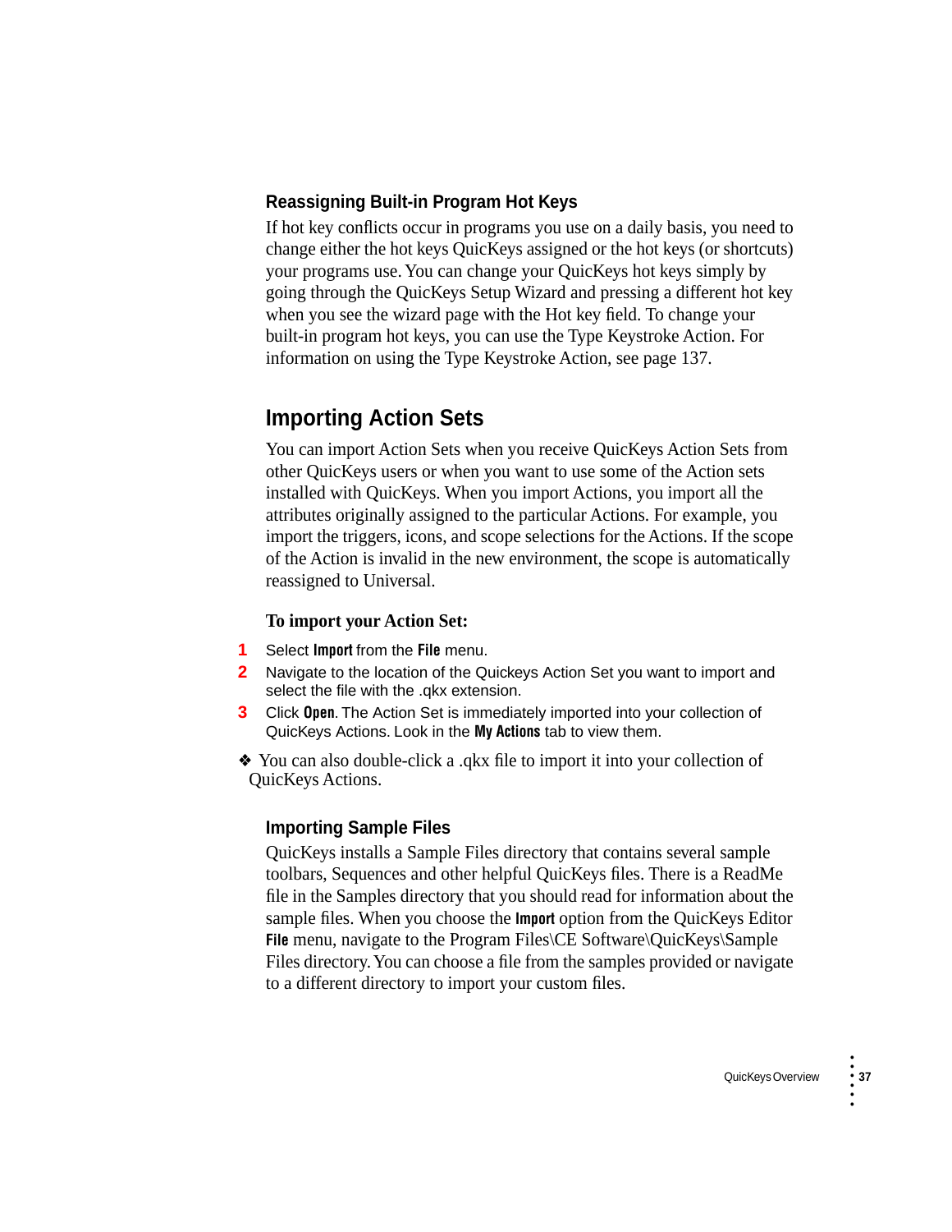### Reassigning Built-in Program Hot Keys

If hot key conflicts occur in programs you use on a daily basis, you need to change either the hot keys QuicKeys assigned or the hot keys (or shortcuts) your programs use. You can change your QuicKeys hot keys simply by going through the QuicKeys Setup Wizard and pressing a different hot key when you see the wizard page with the Hot key field. To change your built-in program hot keys, you can use the Type Keystroke Action. For information on using the Type Keystroke Action, see page 137.

## Importing Action Sets

You can import Action Sets when you receive QuicKeys Action Sets from other QuicKeys users or when you want to use some of the Action sets installed with QuicKeys. When you import Actions, you import all the attributes originally assigned to the particular Actions. For example, you import the triggers, icons, and scope selections for the Actions. If the scope of the Action is invalid in the new environment, the scope is automatically reassigned to Universal.

**To import your Action Set:**

1. Select **Import** from the **File** menu.
2. Navigate to the location of the Quickeys Action Set you want to import and select the file with the .qkx extension.
3. Click **Open**. The Action Set is immediately imported into your collection of QuicKeys Actions. Look in the **My Actions** tab to view them.

❖ You can also double-click a .qkx file to import it into your collection of QuicKeys Actions.

### Importing Sample Files

QuicKeys installs a Sample Files directory that contains several sample toolbars, Sequences and other helpful QuicKeys files. There is a ReadMe file in the Samples directory that you should read for information about the sample files. When you choose the **Import** option from the QuicKeys Editor **File** menu, navigate to the Program Files\CE Software\QuicKeys\Sample Files directory. You can choose a file from the samples provided or navigate to a different directory to import your custom files.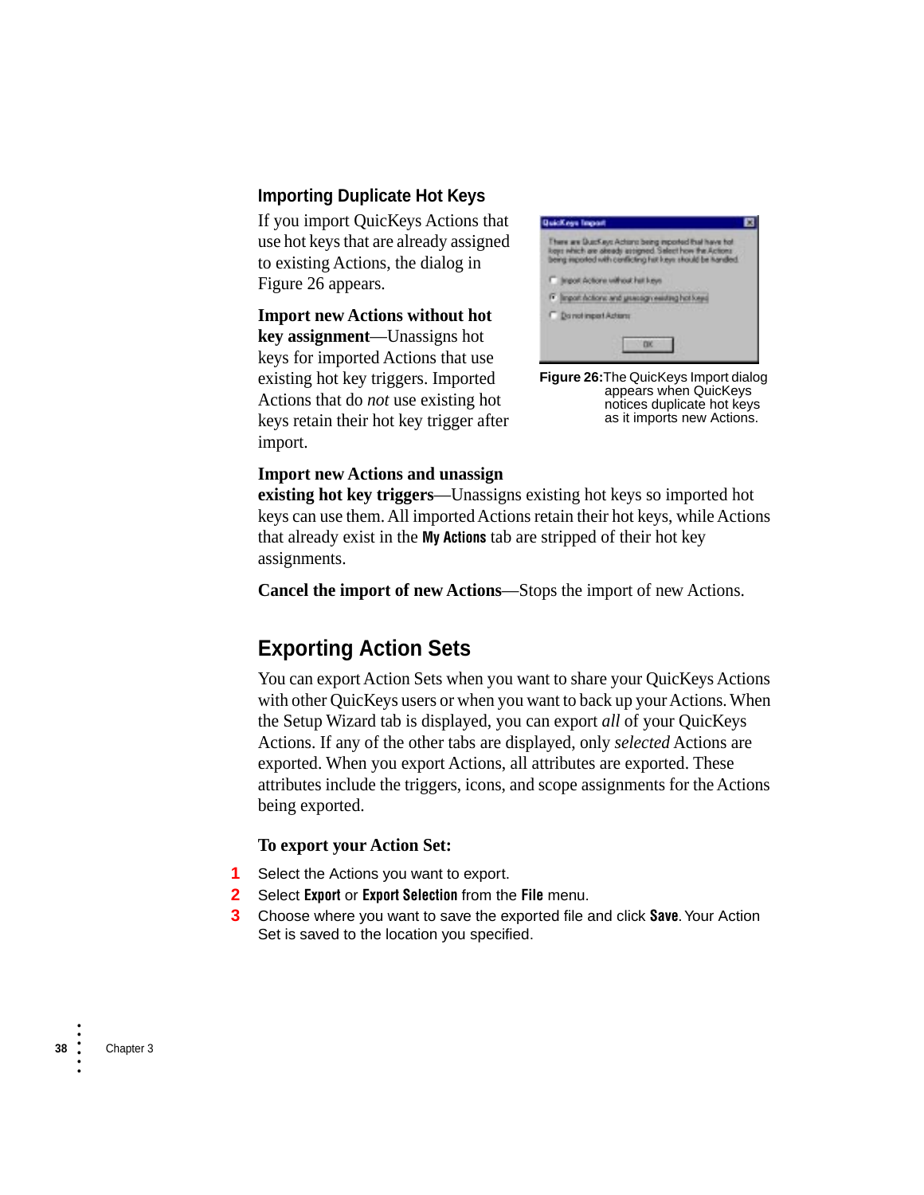### Importing Duplicate Hot Keys

If you import QuicKeys Actions that use hot keys that are already assigned to existing Actions, the dialog in Figure 26 appears.

**Import new Actions without hot key assignment**—Unassigns hot keys for imported Actions that use existing hot key triggers. Imported Actions that do *not* use existing hot keys retain their hot key trigger after import.

**Figure 26:** The QuicKeys Import dialog appears when QuicKeys notices duplicate hot keys as it imports new Actions.

**Import new Actions and unassign existing hot key triggers**—Unassigns existing hot keys so imported hot keys can use them. All imported Actions retain their hot keys, while Actions that already exist in the **My Actions** tab are stripped of their hot key assignments.

**Cancel the import of new Actions**—Stops the import of new Actions.

## Exporting Action Sets

You can export Action Sets when you want to share your QuicKeys Actions with other QuicKeys users or when you want to back up your Actions. When the Setup Wizard tab is displayed, you can export *all* of your QuicKeys Actions. If any of the other tabs are displayed, only *selected* Actions are exported. When you export Actions, all attributes are exported. These attributes include the triggers, icons, and scope assignments for the Actions being exported.

**To export your Action Set:**

1. Select the Actions you want to export.
2. Select **Export** or **Export Selection** from the **File** menu.
3. Choose where you want to save the exported file and click **Save**. Your Action Set is saved to the location you specified.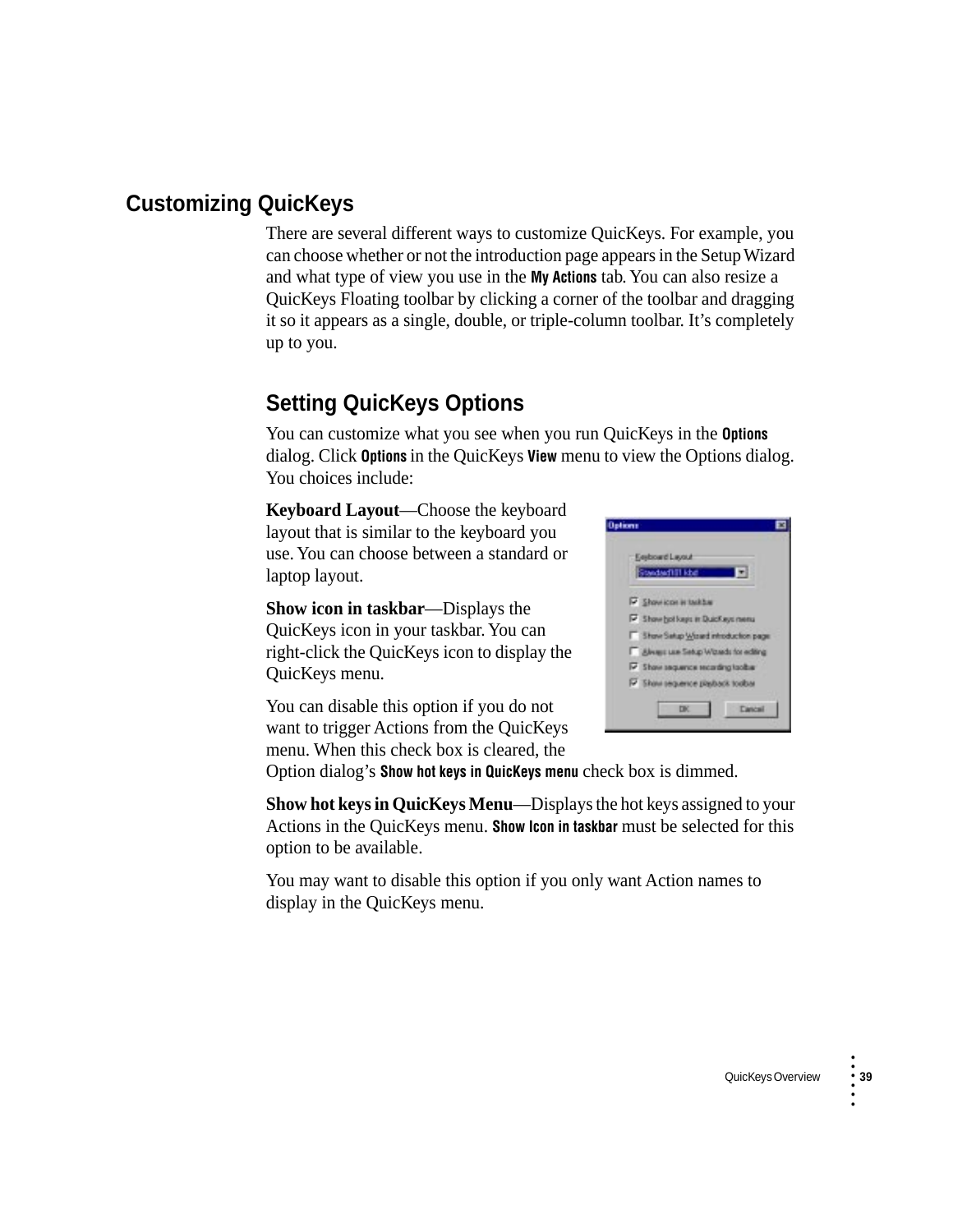## Customizing QuicKeys

There are several different ways to customize QuicKeys. For example, you can choose whether or not the introduction page appears in the Setup Wizard and what type of view you use in the **My Actions** tab. You can also resize a QuicKeys Floating toolbar by clicking a corner of the toolbar and dragging it so it appears as a single, double, or triple-column toolbar. It's completely up to you.

### Setting QuicKeys Options

You can customize what you see when you run QuicKeys in the **Options** dialog. Click **Options** in the QuicKeys **View** menu to view the Options dialog. You choices include:

**Keyboard Layout**—Choose the keyboard layout that is similar to the keyboard you use. You can choose between a standard or laptop layout.

**Show icon in taskbar**—Displays the QuicKeys icon in your taskbar. You can right-click the QuicKeys icon to display the QuicKeys menu.

You can disable this option if you do not want to trigger Actions from the QuicKeys menu. When this check box is cleared, the Option dialog's **Show hot keys in QuicKeys menu** check box is dimmed.

**Show hot keys in QuicKeys Menu**—Displays the hot keys assigned to your Actions in the QuicKeys menu. **Show Icon in taskbar** must be selected for this option to be available.

You may want to disable this option if you only want Action names to display in the QuicKeys menu.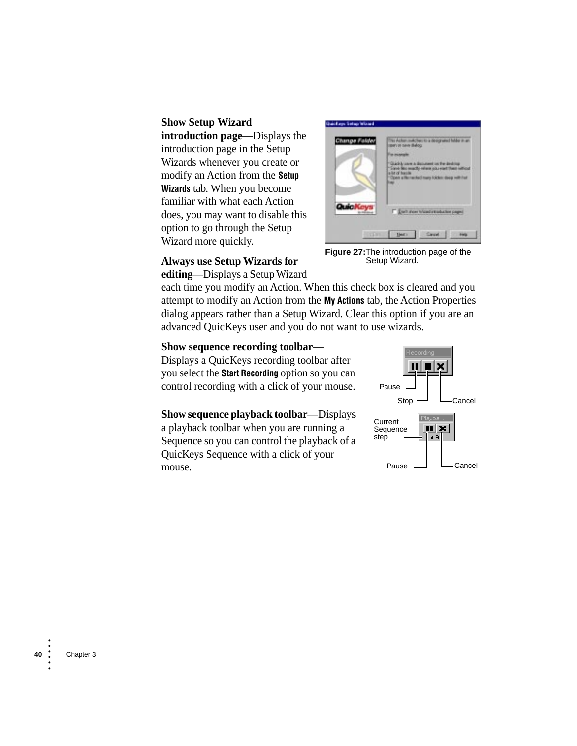**Show Setup Wizard introduction page**—Displays the introduction page in the Setup Wizards whenever you create or modify an Action from the **Setup Wizards** tab. When you become familiar with what each Action does, you may want to disable this option to go through the Setup Wizard more quickly.

**Figure 27:** The introduction page of the Setup Wizard.

**Always use Setup Wizards for editing**—Displays a Setup Wizard each time you modify an Action. When this check box is cleared and you attempt to modify an Action from the **My Actions** tab, the Action Properties dialog appears rather than a Setup Wizard. Clear this option if you are an advanced QuicKeys user and you do not want to use wizards.

**Show sequence recording toolbar**—Displays a QuicKeys recording toolbar after you select the **Start Recording** option so you can control recording with a click of your mouse.

Pause Stop Cancel

**Show sequence playback toolbar**—Displays a playback toolbar when you are running a Sequence so you can control the playback of a QuicKeys Sequence with a click of your mouse.

Current Sequence step Pause Cancel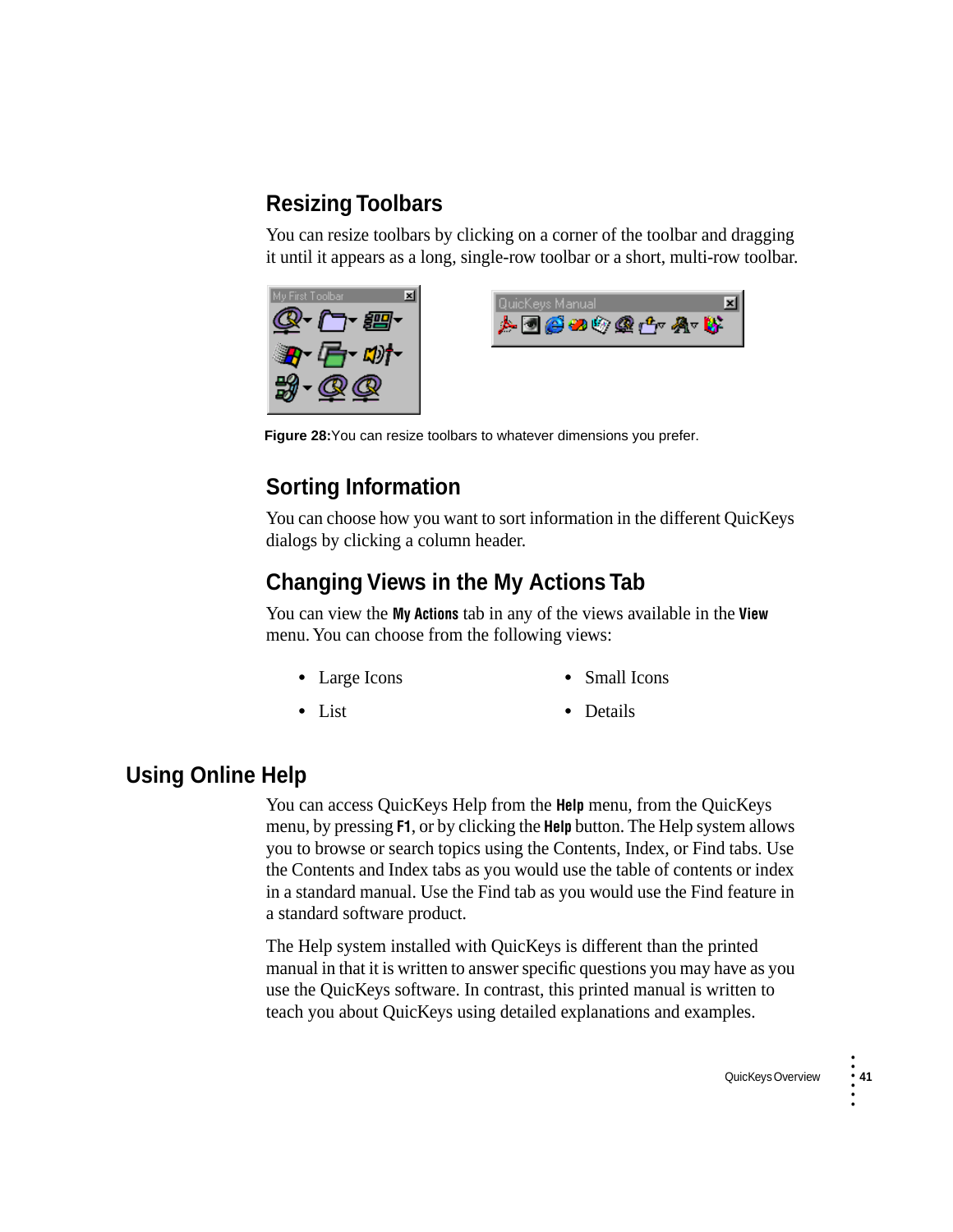### Resizing Toolbars

You can resize toolbars by clicking on a corner of the toolbar and dragging it until it appears as a long, single-row toolbar or a short, multi-row toolbar.

**Figure 28:**You can resize toolbars to whatever dimensions you prefer.

### Sorting Information

You can choose how you want to sort information in the different QuicKeys dialogs by clicking a column header.

### Changing Views in the My Actions Tab

You can view the **My Actions** tab in any of the views available in the **View** menu. You can choose from the following views:

- Large Icons
- Small Icons
- List
- Details

## Using Online Help

You can access QuicKeys Help from the **Help** menu, from the QuicKeys menu, by pressing **F1**, or by clicking the **Help** button. The Help system allows you to browse or search topics using the Contents, Index, or Find tabs. Use the Contents and Index tabs as you would use the table of contents or index in a standard manual. Use the Find tab as you would use the Find feature in a standard software product.

The Help system installed with QuicKeys is different than the printed manual in that it is written to answer specific questions you may have as you use the QuicKeys software. In contrast, this printed manual is written to teach you about QuicKeys using detailed explanations and examples.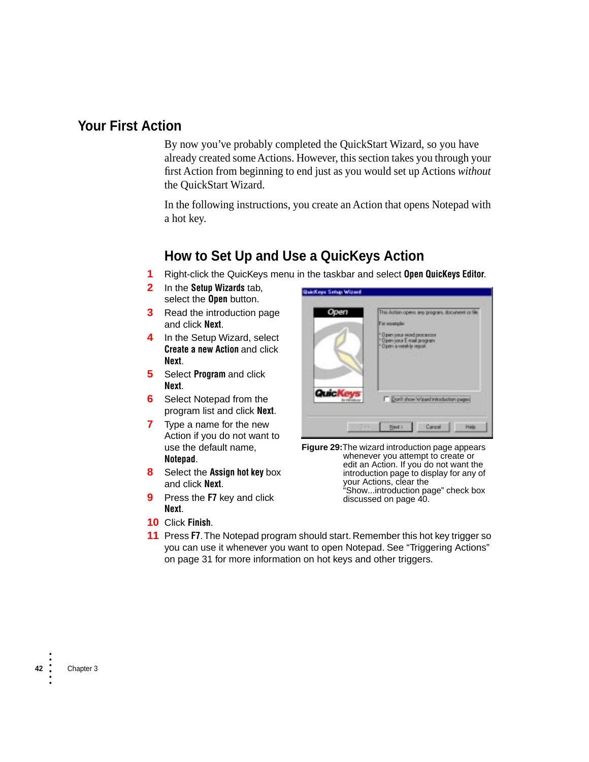## Your First Action

By now you've probably completed the QuickStart Wizard, so you have already created some Actions. However, this section takes you through your first Action from beginning to end just as you would set up Actions *without* the QuickStart Wizard.

In the following instructions, you create an Action that opens Notepad with a hot key.

### How to Set Up and Use a QuicKeys Action

1. Right-click the QuicKeys menu in the taskbar and select **Open QuicKeys Editor**.
2. In the **Setup Wizards** tab, select the **Open** button.
3. Read the introduction page and click **Next**.
4. In the Setup Wizard, select **Create a new Action** and click **Next**.
5. Select **Program** and click **Next**.
6. Select Notepad from the program list and click **Next**.
7. Type a name for the new Action if you do not want to use the default name, **Notepad**.
8. Select the **Assign hot key** box and click **Next**.
9. Press the **F7** key and click **Next**.
10. Click **Finish**.
11. Press **F7**. The Notepad program should start. Remember this hot key trigger so you can use it whenever you want to open Notepad. See "Triggering Actions" on page 31 for more information on hot keys and other triggers.

**Figure 29:** The wizard introduction page appears whenever you attempt to create or edit an Action. If you do not want the introduction page to display for any of your Actions, clear the "Show...introduction page" check box discussed on page 40.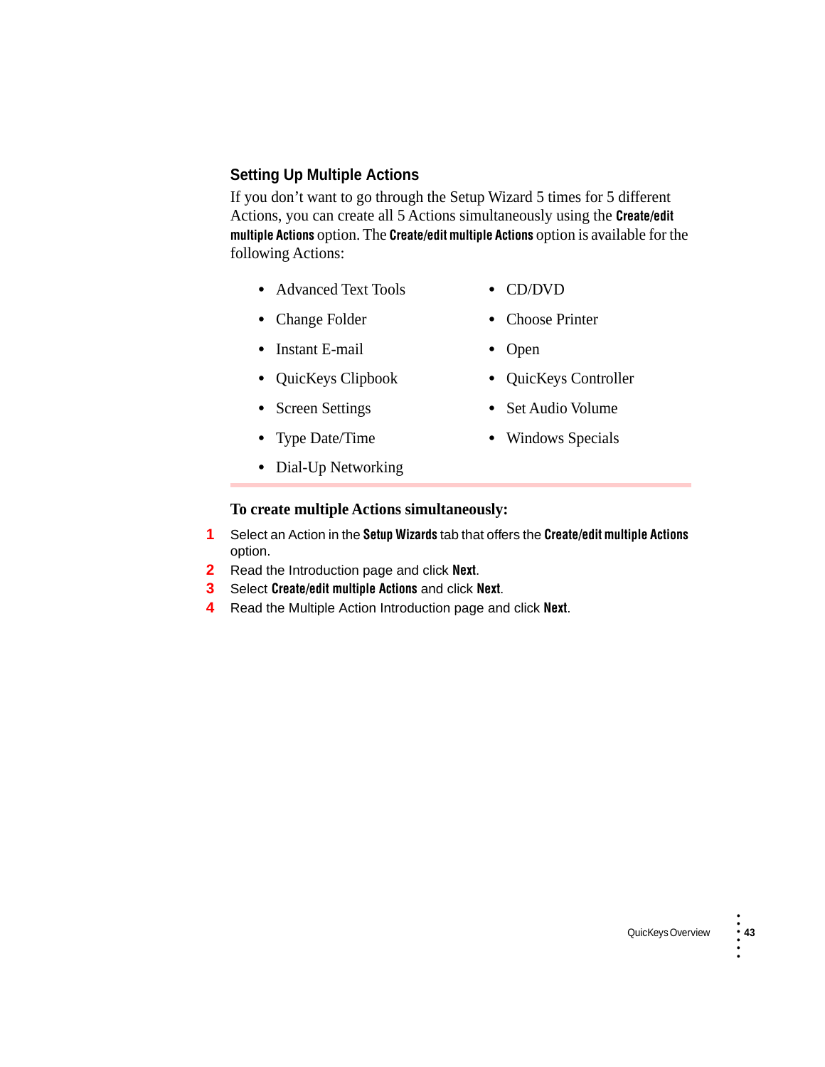### Setting Up Multiple Actions

If you don't want to go through the Setup Wizard 5 times for 5 different Actions, you can create all 5 Actions simultaneously using the **Create/edit multiple Actions** option. The **Create/edit multiple Actions** option is available for the following Actions:

- Advanced Text Tools
- CD/DVD
- Change Folder
- Choose Printer
- Instant E-mail
- Open
- QuicKeys Clipbook
- QuicKeys Controller
- Screen Settings
- Set Audio Volume
- Type Date/Time
- Windows Specials
- Dial-Up Networking

**To create multiple Actions simultaneously:**

1. Select an Action in the **Setup Wizards** tab that offers the **Create/edit multiple Actions** option.
2. Read the Introduction page and click **Next**.
3. Select **Create/edit multiple Actions** and click **Next**.
4. Read the Multiple Action Introduction page and click **Next**.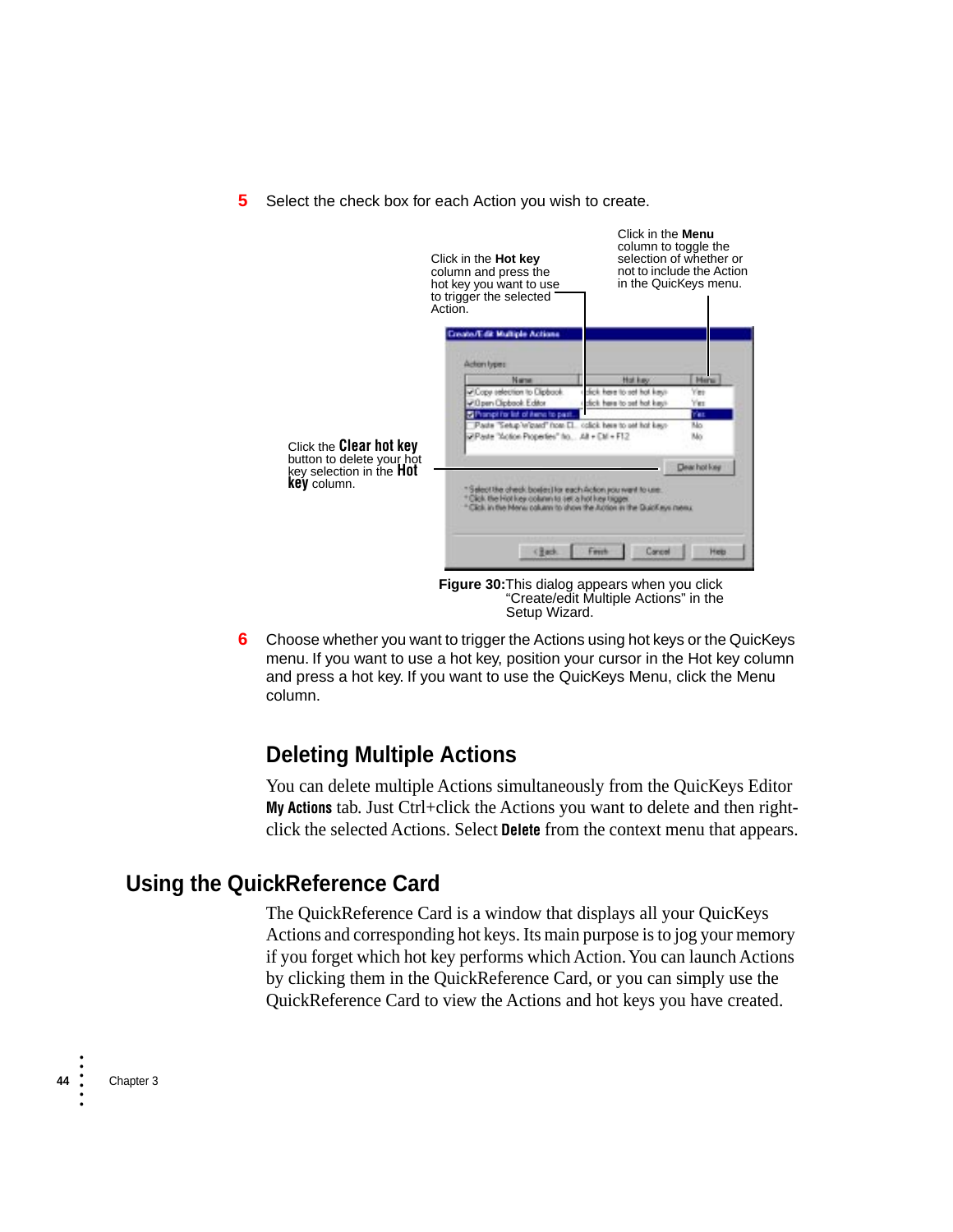5 Select the check box for each Action you wish to create.

Click in the **Hot key** column and press the hot key you want to use to trigger the selected Action.

Click in the **Menu** column to toggle the selection of whether or not to include the Action in the QuicKeys menu.

Click the **Clear hot key** button to delete your hot key selection in the **Hot key** column.

**Figure 30:** This dialog appears when you click "Create/edit Multiple Actions" in the Setup Wizard.

6 Choose whether you want to trigger the Actions using hot keys or the QuicKeys menu. If you want to use a hot key, position your cursor in the Hot key column and press a hot key. If you want to use the QuicKeys Menu, click the Menu column.

### Deleting Multiple Actions

You can delete multiple Actions simultaneously from the QuicKeys Editor **My Actions** tab. Just Ctrl+click the Actions you want to delete and then right-click the selected Actions. Select **Delete** from the context menu that appears.

## Using the QuickReference Card

The QuickReference Card is a window that displays all your QuicKeys Actions and corresponding hot keys. Its main purpose is to jog your memory if you forget which hot key performs which Action. You can launch Actions by clicking them in the QuickReference Card, or you can simply use the QuickReference Card to view the Actions and hot keys you have created.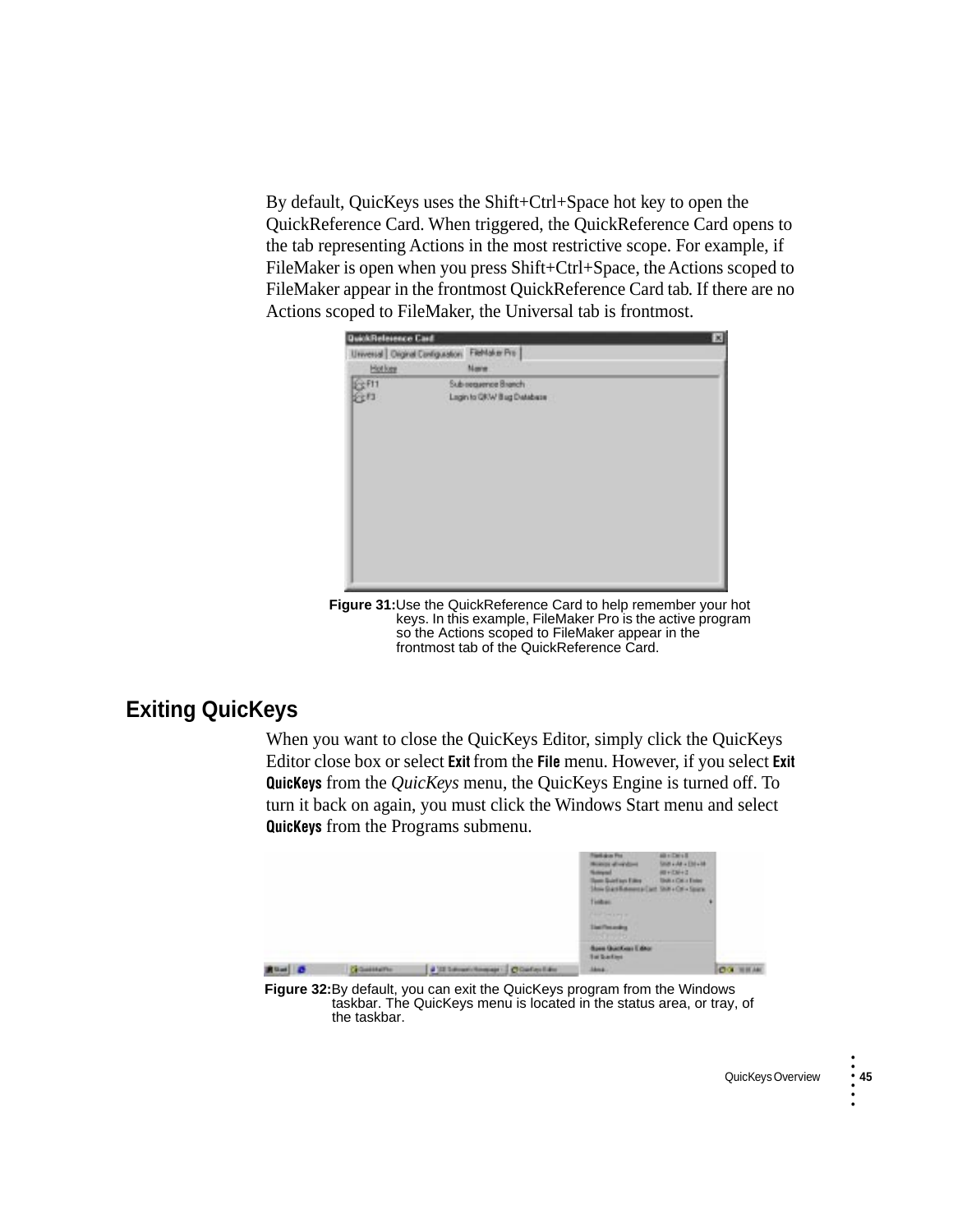By default, QuicKeys uses the Shift+Ctrl+Space hot key to open the QuickReference Card. When triggered, the QuickReference Card opens to the tab representing Actions in the most restrictive scope. For example, if FileMaker is open when you press Shift+Ctrl+Space, the Actions scoped to FileMaker appear in the frontmost QuickReference Card tab. If there are no Actions scoped to FileMaker, the Universal tab is frontmost.

**Figure 31:** Use the QuickReference Card to help remember your hot keys. In this example, FileMaker Pro is the active program so the Actions scoped to FileMaker appear in the frontmost tab of the QuickReference Card.

## Exiting QuicKeys

When you want to close the QuicKeys Editor, simply click the QuicKeys Editor close box or select **Exit** from the **File** menu. However, if you select **Exit QuicKeys** from the *QuicKeys* menu, the QuicKeys Engine is turned off. To turn it back on again, you must click the Windows Start menu and select **QuicKeys** from the Programs submenu.

**Figure 32:** By default, you can exit the QuicKeys program from the Windows taskbar. The QuicKeys menu is located in the status area, or tray, of the taskbar.